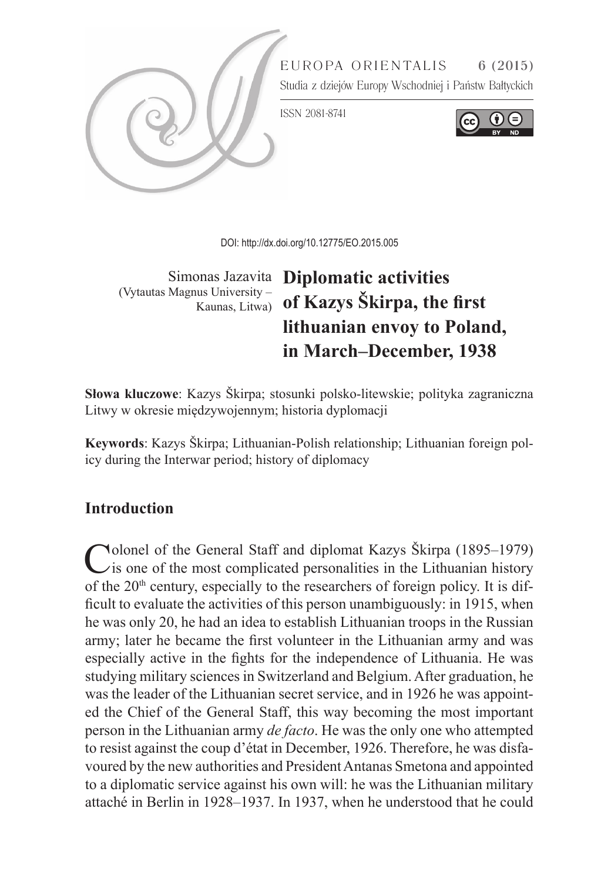EUROPA ORIENTALIS 6 (2015)

Studia z dziejów Europy Wschodniej i Państw Bałtyckich

ISSN 2081-8741

DOI: http://dx.doi.org/10.12775/EO.2015.005

Simonas Jazavita
(Vytautas Magnus University – Kaunas, Litwa)

# Diplomatic activities of Kazys Škirpa, the first lithuanian envoy to Poland, in March–December, 1938

**Słowa kluczowe**: Kazys Škirpa; stosunki polsko-litewskie; polityka zagraniczna Litwy w okresie międzywojennym; historia dyplomacji

**Keywords**: Kazys Škirpa; Lithuanian-Polish relationship; Lithuanian foreign policy during the Interwar period; history of diplomacy

## Introduction

Colonel of the General Staff and diplomat Kazys Škirpa (1895–1979) is one of the most complicated personalities in the Lithuanian history of the 20th century, especially to the researchers of foreign policy. It is difficult to evaluate the activities of this person unambiguously: in 1915, when he was only 20, he had an idea to establish Lithuanian troops in the Russian army; later he became the first volunteer in the Lithuanian army and was especially active in the fights for the independence of Lithuania. He was studying military sciences in Switzerland and Belgium. After graduation, he was the leader of the Lithuanian secret service, and in 1926 he was appointed the Chief of the General Staff, this way becoming the most important person in the Lithuanian army *de facto*. He was the only one who attempted to resist against the coup d'état in December, 1926. Therefore, he was disfavoured by the new authorities and President Antanas Smetona and appointed to a diplomatic service against his own will: he was the Lithuanian military attaché in Berlin in 1928–1937. In 1937, when he understood that he could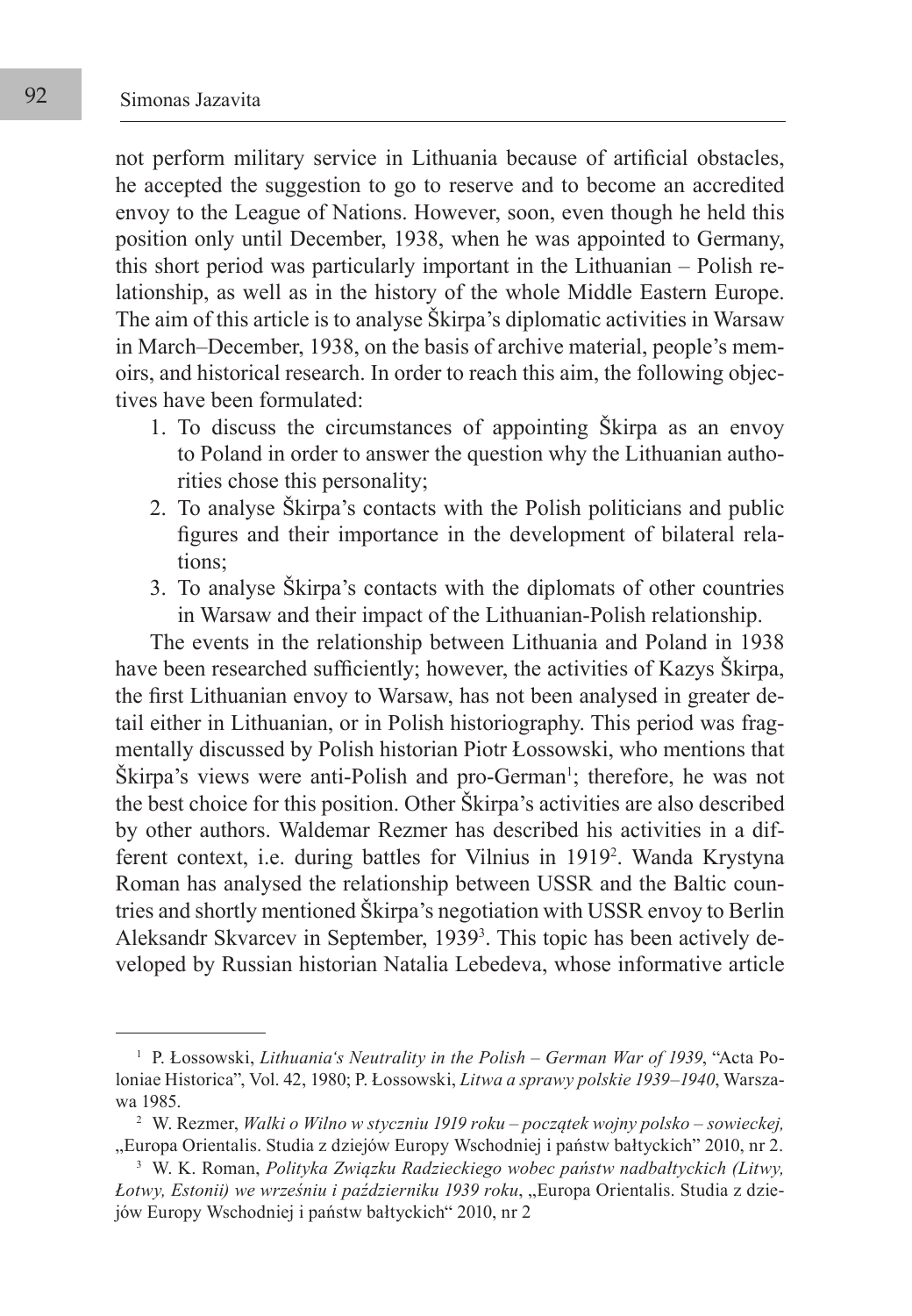not perform military service in Lithuania because of artificial obstacles, he accepted the suggestion to go to reserve and to become an accredited envoy to the League of Nations. However, soon, even though he held this position only until December, 1938, when he was appointed to Germany, this short period was particularly important in the Lithuanian – Polish relationship, as well as in the history of the whole Middle Eastern Europe. The aim of this article is to analyse Škirpa's diplomatic activities in Warsaw in March–December, 1938, on the basis of archive material, people's memoirs, and historical research. In order to reach this aim, the following objectives have been formulated:

1. To discuss the circumstances of appointing Škirpa as an envoy to Poland in order to answer the question why the Lithuanian authorities chose this personality;
2. To analyse Škirpa's contacts with the Polish politicians and public figures and their importance in the development of bilateral relations;
3. To analyse Škirpa's contacts with the diplomats of other countries in Warsaw and their impact of the Lithuanian-Polish relationship.

The events in the relationship between Lithuania and Poland in 1938 have been researched sufficiently; however, the activities of Kazys Škirpa, the first Lithuanian envoy to Warsaw, has not been analysed in greater detail either in Lithuanian, or in Polish historiography. This period was fragmentally discussed by Polish historian Piotr Łossowski, who mentions that Škirpa's views were anti-Polish and pro-German[1]; therefore, he was not the best choice for this position. Other Škirpa's activities are also described by other authors. Waldemar Rezmer has described his activities in a different context, i.e. during battles for Vilnius in 1919[2]. Wanda Krystyna Roman has analysed the relationship between USSR and the Baltic countries and shortly mentioned Škirpa's negotiation with USSR envoy to Berlin Aleksandr Skvarcev in September, 1939[3]. This topic has been actively developed by Russian historian Natalia Lebedeva, whose informative article

---

[1] P. Łossowski, *Lithuania's Neutrality in the Polish – German War of 1939*, "Acta Poloniae Historica", Vol. 42, 1980; P. Łossowski, *Litwa a sprawy polskie 1939–1940*, Warszawa 1985.

[2] W. Rezmer, *Walki o Wilno w styczniu 1919 roku – początek wojny polsko – sowieckej,* „Europa Orientalis. Studia z dziejów Europy Wschodniej i państw bałtyckich" 2010, nr 2.

[3] W. K. Roman, *Polityka Związku Radzieckiego wobec państw nadbałtyckich (Litwy, Łotwy, Estonii) we wrześniu i październiku 1939 roku*, „Europa Orientalis. Studia z dziejów Europy Wschodniej i państw bałtyckich" 2010, nr 2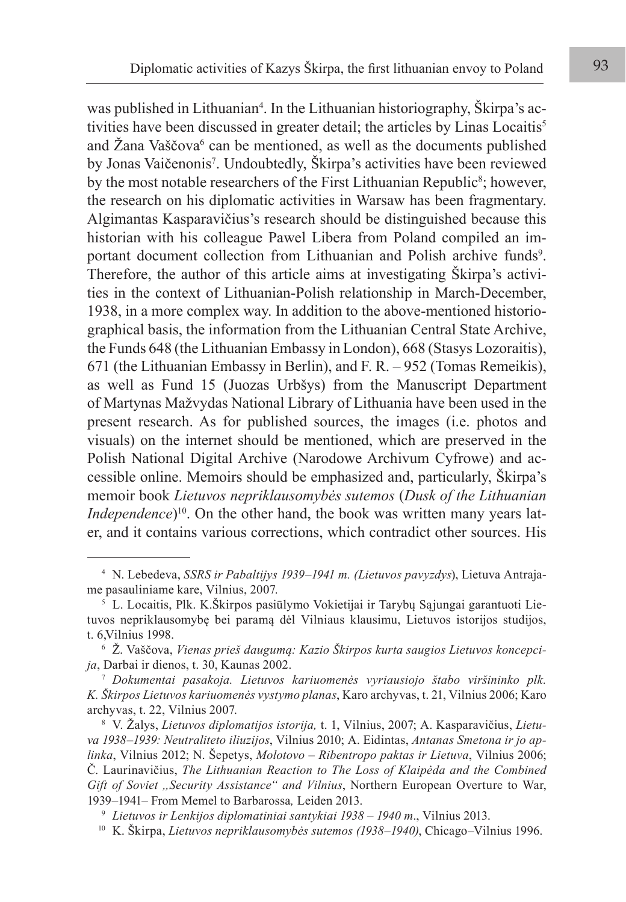was published in Lithuanian[4]. In the Lithuanian historiography, Škirpa's activities have been discussed in greater detail; the articles by Linas Locaitis[5] and Žana Vaščova[6] can be mentioned, as well as the documents published by Jonas Vaičenonis[7]. Undoubtedly, Škirpa's activities have been reviewed by the most notable researchers of the First Lithuanian Republic[8]; however, the research on his diplomatic activities in Warsaw has been fragmentary. Algimantas Kasparavičius's research should be distinguished because this historian with his colleague Pawel Libera from Poland compiled an important document collection from Lithuanian and Polish archive funds[9]. Therefore, the author of this article aims at investigating Škirpa's activities in the context of Lithuanian-Polish relationship in March-December, 1938, in a more complex way. In addition to the above-mentioned historiographical basis, the information from the Lithuanian Central State Archive, the Funds 648 (the Lithuanian Embassy in London), 668 (Stasys Lozoraitis), 671 (the Lithuanian Embassy in Berlin), and F. R. – 952 (Tomas Remeikis), as well as Fund 15 (Juozas Urbšys) from the Manuscript Department of Martynas Mažvydas National Library of Lithuania have been used in the present research. As for published sources, the images (i.e. photos and visuals) on the internet should be mentioned, which are preserved in the Polish National Digital Archive (Narodowe Archivum Cyfrowe) and accessible online. Memoirs should be emphasized and, particularly, Škirpa's memoir book *Lietuvos nepriklausomybės sutemos* (*Dusk of the Lithuanian Independence*)[10]. On the other hand, the book was written many years later, and it contains various corrections, which contradict other sources. His

---

[4] N. Lebedeva, *SSRS ir Pabaltijys 1939–1941 m. (Lietuvos pavyzdys)*, Lietuva Antrajame pasauliniame kare, Vilnius, 2007.

[5] L. Locaitis, Plk. K.Škirpos pasiūlymo Vokietijai ir Tarybų Sąjungai garantuoti Lietuvos nepriklausomybę bei paramą dėl Vilniaus klausimu, Lietuvos istorijos studijos, t. 6,Vilnius 1998.

[6] Ž. Vaščova, *Vienas prieš daugumą: Kazio Škirpos kurta saugios Lietuvos koncepcija*, Darbai ir dienos, t. 30, Kaunas 2002.

[7] *Dokumentai pasakoja. Lietuvos kariuomenės vyriausiojo štabo viršininko plk. K. Škirpos Lietuvos kariuomenės vystymo planas*, Karo archyvas, t. 21, Vilnius 2006; Karo archyvas, t. 22, Vilnius 2007.

[8] V. Žalys, *Lietuvos diplomatijos istorija,* t. 1, Vilnius, 2007; A. Kasparavičius, *Lietuva 1938–1939: Neutraliteto iliuzijos*, Vilnius 2010; A. Eidintas, *Antanas Smetona ir jo aplinka*, Vilnius 2012; N. Šepetys, *Molotovo – Ribentropo paktas ir Lietuva*, Vilnius 2006; Č. Laurinavičius, *The Lithuanian Reaction to The Loss of Klaipėda and the Combined Gift of Soviet „Security Assistance" and Vilnius*, Northern European Overture to War, 1939–1941– From Memel to Barbarossa*,* Leiden 2013.

[9] *Lietuvos ir Lenkijos diplomatiniai santykiai 1938 – 1940 m*., Vilnius 2013.

[10] K. Škirpa, *Lietuvos nepriklausomybės sutemos (1938–1940)*, Chicago–Vilnius 1996.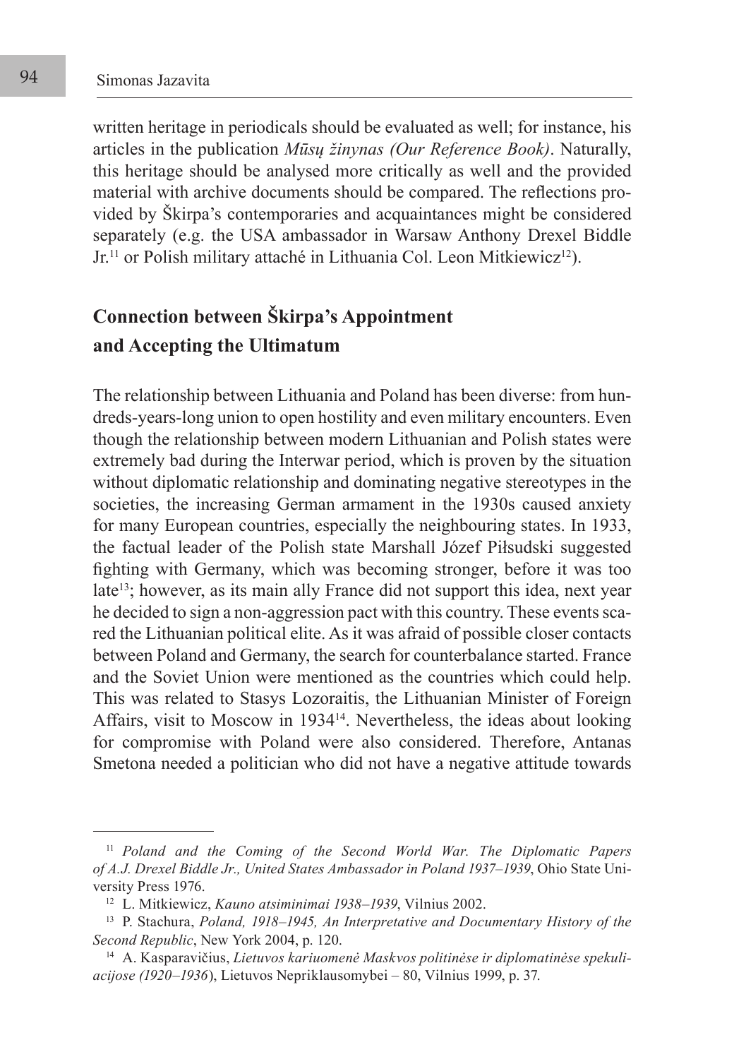written heritage in periodicals should be evaluated as well; for instance, his articles in the publication *Mūsų žinynas (Our Reference Book)*. Naturally, this heritage should be analysed more critically as well and the provided material with archive documents should be compared. The reflections provided by Škirpa's contemporaries and acquaintances might be considered separately (e.g. the USA ambassador in Warsaw Anthony Drexel Biddle Jr.[11] or Polish military attaché in Lithuania Col. Leon Mitkiewicz[12]).

## Connection between Škirpa's Appointment and Accepting the Ultimatum

The relationship between Lithuania and Poland has been diverse: from hundreds-years-long union to open hostility and even military encounters. Even though the relationship between modern Lithuanian and Polish states were extremely bad during the Interwar period, which is proven by the situation without diplomatic relationship and dominating negative stereotypes in the societies, the increasing German armament in the 1930s caused anxiety for many European countries, especially the neighbouring states. In 1933, the factual leader of the Polish state Marshall Józef Piłsudski suggested fighting with Germany, which was becoming stronger, before it was too late[13]; however, as its main ally France did not support this idea, next year he decided to sign a non-aggression pact with this country. These events scared the Lithuanian political elite. As it was afraid of possible closer contacts between Poland and Germany, the search for counterbalance started. France and the Soviet Union were mentioned as the countries which could help. This was related to Stasys Lozoraitis, the Lithuanian Minister of Foreign Affairs, visit to Moscow in 1934[14]. Nevertheless, the ideas about looking for compromise with Poland were also considered. Therefore, Antanas Smetona needed a politician who did not have a negative attitude towards

---

[11] *Poland and the Coming of the Second World War. The Diplomatic Papers of A.J. Drexel Biddle Jr., United States Ambassador in Poland 1937–1939*, Ohio State University Press 1976.

[12] L. Mitkiewicz, *Kauno atsiminimai 1938–1939*, Vilnius 2002.

[13] P. Stachura, *Poland, 1918–1945, An Interpretative and Documentary History of the Second Republic*, New York 2004, p. 120.

[14] A. Kasparavičius, *Lietuvos kariuomenė Maskvos politinėse ir diplomatinėse spekuliacijose (1920–1936*), Lietuvos Nepriklausomybei – 80, Vilnius 1999, p. 37.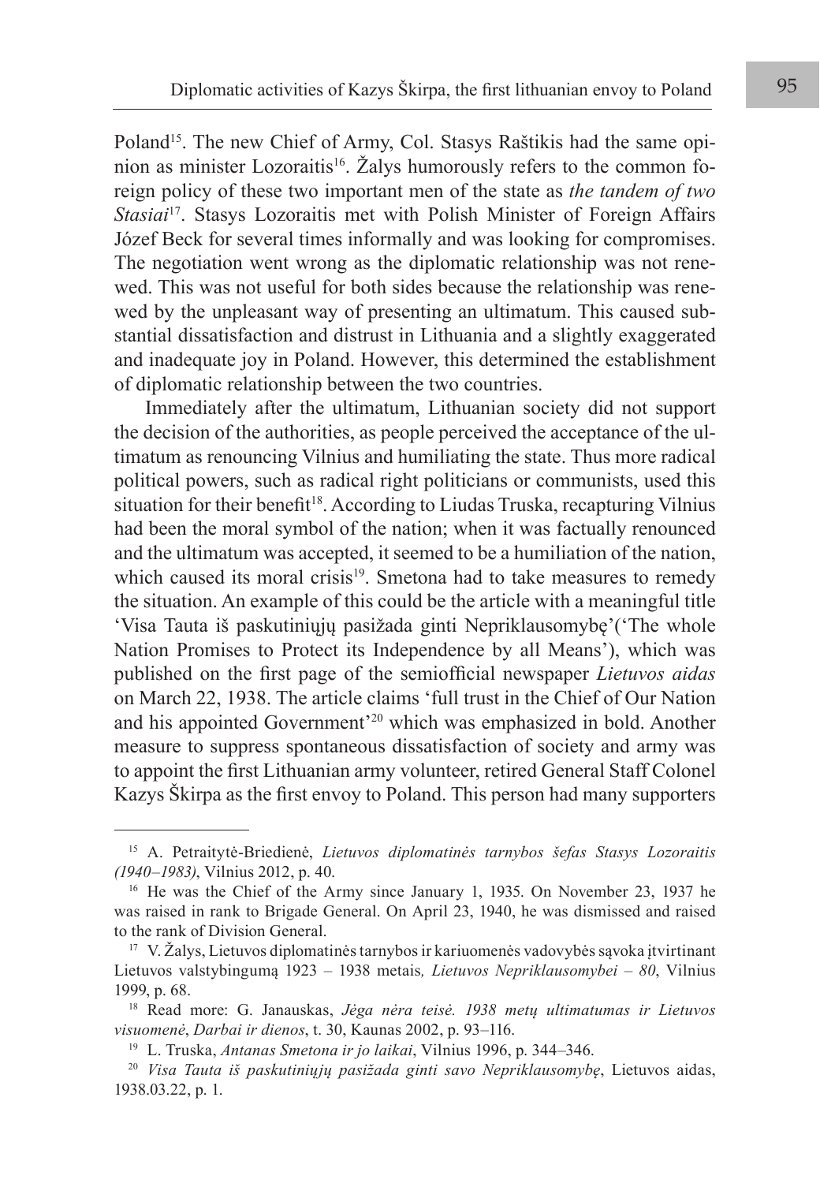Poland[15]. The new Chief of Army, Col. Stasys Raštikis had the same opinion as minister Lozoraitis[16]. Žalys humorously refers to the common foreign policy of these two important men of the state as *the tandem of two Stasiai*[17]. Stasys Lozoraitis met with Polish Minister of Foreign Affairs Józef Beck for several times informally and was looking for compromises. The negotiation went wrong as the diplomatic relationship was not renewed. This was not useful for both sides because the relationship was renewed by the unpleasant way of presenting an ultimatum. This caused substantial dissatisfaction and distrust in Lithuania and a slightly exaggerated and inadequate joy in Poland. However, this determined the establishment of diplomatic relationship between the two countries.

Immediately after the ultimatum, Lithuanian society did not support the decision of the authorities, as people perceived the acceptance of the ultimatum as renouncing Vilnius and humiliating the state. Thus more radical political powers, such as radical right politicians or communists, used this situation for their benefit[18]. According to Liudas Truska, recapturing Vilnius had been the moral symbol of the nation; when it was factually renounced and the ultimatum was accepted, it seemed to be a humiliation of the nation, which caused its moral crisis[19]. Smetona had to take measures to remedy the situation. An example of this could be the article with a meaningful title 'Visa Tauta iš paskutiniųjų pasižada ginti Nepriklausomybę'('The whole Nation Promises to Protect its Independence by all Means'), which was published on the first page of the semiofficial newspaper *Lietuvos aidas* on March 22, 1938. The article claims 'full trust in the Chief of Our Nation and his appointed Government'[20] which was emphasized in bold. Another measure to suppress spontaneous dissatisfaction of society and army was to appoint the first Lithuanian army volunteer, retired General Staff Colonel Kazys Škirpa as the first envoy to Poland. This person had many supporters

---

[15] A. Petraitytė-Briedienė, *Lietuvos diplomatinės tarnybos šefas Stasys Lozoraitis (1940–1983)*, Vilnius 2012, p. 40.

[16] He was the Chief of the Army since January 1, 1935. On November 23, 1937 he was raised in rank to Brigade General. On April 23, 1940, he was dismissed and raised to the rank of Division General.

[17] V. Žalys, Lietuvos diplomatinės tarnybos ir kariuomenės vadovybės sąvoka įtvirtinant Lietuvos valstybingumą 1923 – 1938 metais*, Lietuvos Nepriklausomybei – 80*, Vilnius 1999, p. 68.

[18] Read more: G. Janauskas, *Jėga nėra teisė. 1938 metų ultimatumas ir Lietuvos visuomenė*, *Darbai ir dienos*, t. 30, Kaunas 2002, p. 93–116.

[19] L. Truska, *Antanas Smetona ir jo laikai*, Vilnius 1996, p. 344–346.

[20] *Visa Tauta iš paskutiniųjų pasižada ginti savo Nepriklausomybę*, Lietuvos aidas, 1938.03.22, p. 1.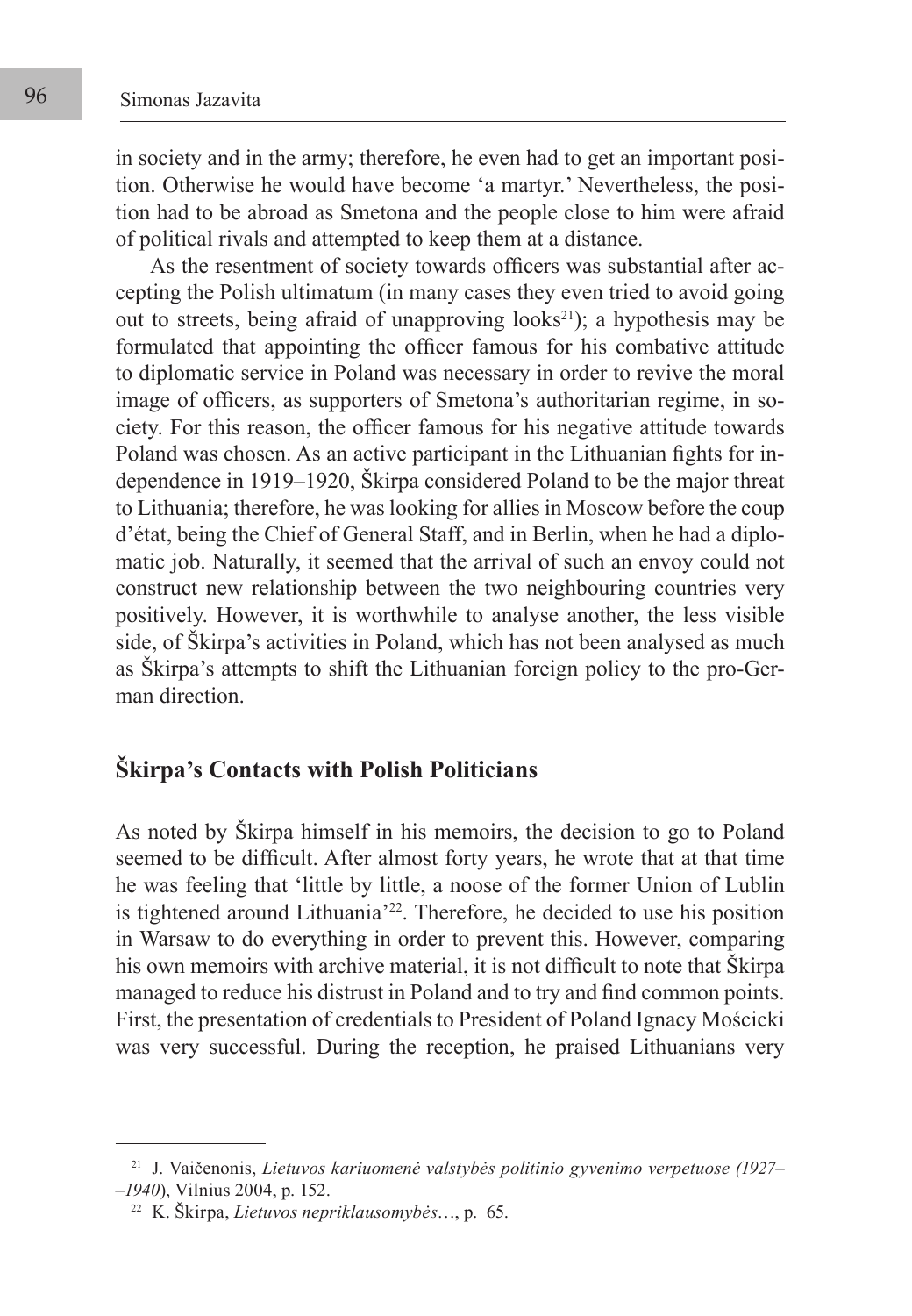in society and in the army; therefore, he even had to get an important position. Otherwise he would have become 'a martyr.' Nevertheless, the position had to be abroad as Smetona and the people close to him were afraid of political rivals and attempted to keep them at a distance.

As the resentment of society towards officers was substantial after accepting the Polish ultimatum (in many cases they even tried to avoid going out to streets, being afraid of unapproving looks[21]); a hypothesis may be formulated that appointing the officer famous for his combative attitude to diplomatic service in Poland was necessary in order to revive the moral image of officers, as supporters of Smetona's authoritarian regime, in society. For this reason, the officer famous for his negative attitude towards Poland was chosen. As an active participant in the Lithuanian fights for independence in 1919–1920, Škirpa considered Poland to be the major threat to Lithuania; therefore, he was looking for allies in Moscow before the coup d'état, being the Chief of General Staff, and in Berlin, when he had a diplomatic job. Naturally, it seemed that the arrival of such an envoy could not construct new relationship between the two neighbouring countries very positively. However, it is worthwhile to analyse another, the less visible side, of Škirpa's activities in Poland, which has not been analysed as much as Škirpa's attempts to shift the Lithuanian foreign policy to the pro-German direction.

## Škirpa's Contacts with Polish Politicians

As noted by Škirpa himself in his memoirs, the decision to go to Poland seemed to be difficult. After almost forty years, he wrote that at that time he was feeling that 'little by little, a noose of the former Union of Lublin is tightened around Lithuania'[22]. Therefore, he decided to use his position in Warsaw to do everything in order to prevent this. However, comparing his own memoirs with archive material, it is not difficult to note that Škirpa managed to reduce his distrust in Poland and to try and find common points. First, the presentation of credentials to President of Poland Ignacy Mościcki was very successful. During the reception, he praised Lithuanians very

---

[21] J. Vaičenonis, *Lietuvos kariuomenė valstybės politinio gyvenimo verpetuose (1927––1940*), Vilnius 2004, p. 152.

[22] K. Škirpa, *Lietuvos nepriklausomybės*…, p. 65.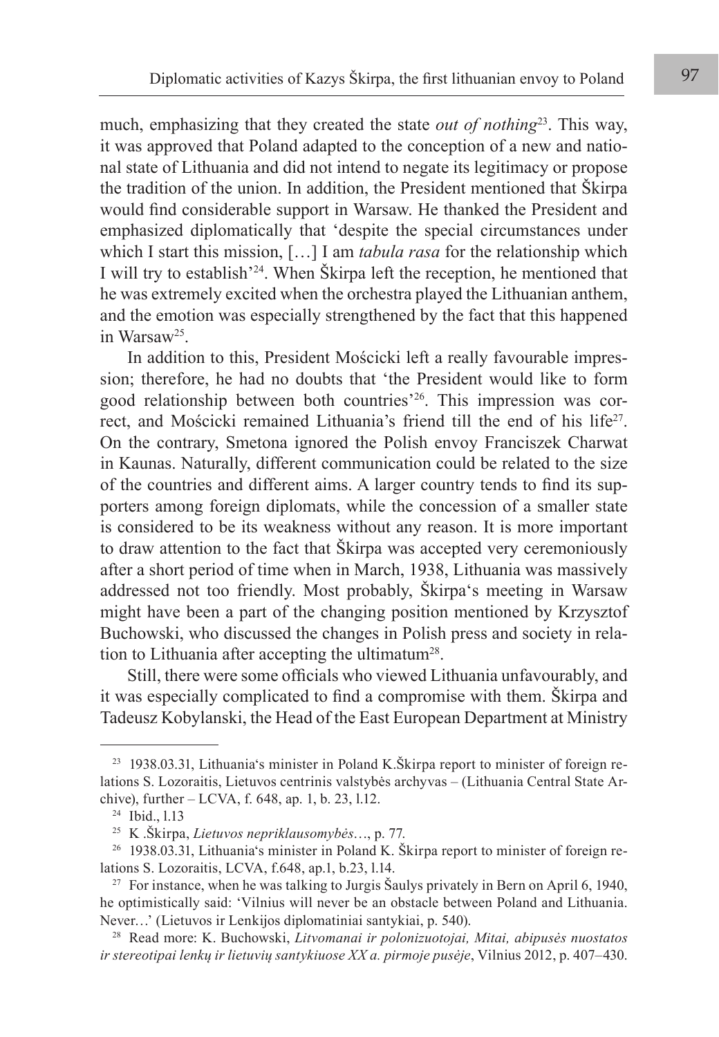much, emphasizing that they created the state *out of nothing*[23]. This way, it was approved that Poland adapted to the conception of a new and national state of Lithuania and did not intend to negate its legitimacy or propose the tradition of the union. In addition, the President mentioned that Škirpa would find considerable support in Warsaw. He thanked the President and emphasized diplomatically that 'despite the special circumstances under which I start this mission, […] I am *tabula rasa* for the relationship which I will try to establish'[24]. When Škirpa left the reception, he mentioned that he was extremely excited when the orchestra played the Lithuanian anthem, and the emotion was especially strengthened by the fact that this happened in Warsaw[25].

In addition to this, President Mościcki left a really favourable impression; therefore, he had no doubts that 'the President would like to form good relationship between both countries'[26]. This impression was correct, and Mościcki remained Lithuania's friend till the end of his life[27]. On the contrary, Smetona ignored the Polish envoy Franciszek Charwat in Kaunas. Naturally, different communication could be related to the size of the countries and different aims. A larger country tends to find its supporters among foreign diplomats, while the concession of a smaller state is considered to be its weakness without any reason. It is more important to draw attention to the fact that Škirpa was accepted very ceremoniously after a short period of time when in March, 1938, Lithuania was massively addressed not too friendly. Most probably, Škirpa's meeting in Warsaw might have been a part of the changing position mentioned by Krzysztof Buchowski, who discussed the changes in Polish press and society in relation to Lithuania after accepting the ultimatum[28].

Still, there were some officials who viewed Lithuania unfavourably, and it was especially complicated to find a compromise with them. Škirpa and Tadeusz Kobylanski, the Head of the East European Department at Ministry

---

[23] 1938.03.31, Lithuania's minister in Poland K.Škirpa report to minister of foreign relations S. Lozoraitis, Lietuvos centrinis valstybės archyvas – (Lithuania Central State Archive), further – LCVA, f. 648, ap. 1, b. 23, l.12.

[24] Ibid., l.13

[25] K .Škirpa, *Lietuvos nepriklausomybės*…, p. 77.

[26] 1938.03.31, Lithuania's minister in Poland K. Škirpa report to minister of foreign relations S. Lozoraitis, LCVA, f.648, ap.1, b.23, l.14.

[27] For instance, when he was talking to Jurgis Šaulys privately in Bern on April 6, 1940, he optimistically said: 'Vilnius will never be an obstacle between Poland and Lithuania. Never…' (Lietuvos ir Lenkijos diplomatiniai santykiai, p. 540).

[28] Read more: K. Buchowski, *Litvomanai ir polonizuotojai, Mitai, abipusės nuostatos ir stereotipai lenkų ir lietuvių santykiuose XX a. pirmoje pusėje*, Vilnius 2012, p. 407–430.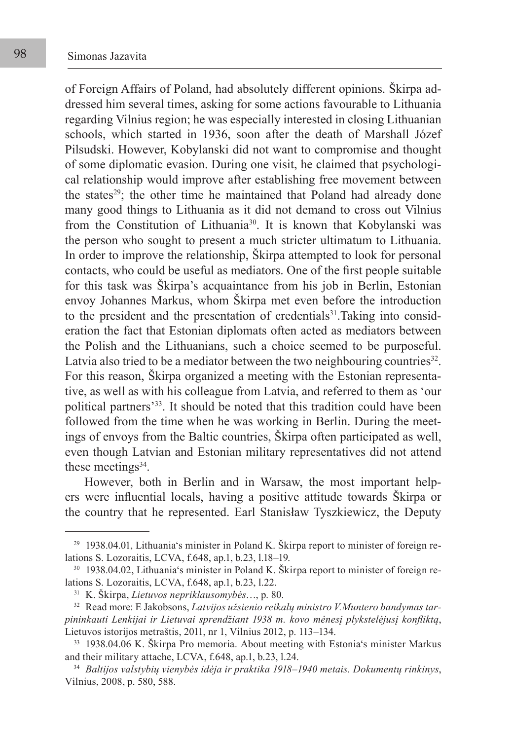of Foreign Affairs of Poland, had absolutely different opinions. Škirpa addressed him several times, asking for some actions favourable to Lithuania regarding Vilnius region; he was especially interested in closing Lithuanian schools, which started in 1936, soon after the death of Marshall Józef Pilsudski. However, Kobylanski did not want to compromise and thought of some diplomatic evasion. During one visit, he claimed that psychological relationship would improve after establishing free movement between the states[29]; the other time he maintained that Poland had already done many good things to Lithuania as it did not demand to cross out Vilnius from the Constitution of Lithuania[30]. It is known that Kobylanski was the person who sought to present a much stricter ultimatum to Lithuania. In order to improve the relationship, Škirpa attempted to look for personal contacts, who could be useful as mediators. One of the first people suitable for this task was Škirpa's acquaintance from his job in Berlin, Estonian envoy Johannes Markus, whom Škirpa met even before the introduction to the president and the presentation of credentials[31].Taking into consideration the fact that Estonian diplomats often acted as mediators between the Polish and the Lithuanians, such a choice seemed to be purposeful. Latvia also tried to be a mediator between the two neighbouring countries[32]. For this reason, Škirpa organized a meeting with the Estonian representative, as well as with his colleague from Latvia, and referred to them as 'our political partners'[33]. It should be noted that this tradition could have been followed from the time when he was working in Berlin. During the meetings of envoys from the Baltic countries, Škirpa often participated as well, even though Latvian and Estonian military representatives did not attend these meetings[34].

However, both in Berlin and in Warsaw, the most important helpers were influential locals, having a positive attitude towards Škirpa or the country that he represented. Earl Stanisław Tyszkiewicz, the Deputy

---

[29] 1938.04.01, Lithuania's minister in Poland K. Škirpa report to minister of foreign relations S. Lozoraitis, LCVA, f.648, ap.1, b.23, l.18–19.

[30] 1938.04.02, Lithuania's minister in Poland K. Škirpa report to minister of foreign relations S. Lozoraitis, LCVA, f.648, ap.1, b.23, l.22.

[31] K. Škirpa, *Lietuvos nepriklausomybės*…, p. 80.

[32] Read more: E Jakobsons, *Latvijos užsienio reikalų ministro V.Muntero bandymas tarpininkauti Lenkijai ir Lietuvai sprendžiant 1938 m. kovo mėnesį plykstelėjusį konfliktą*, Lietuvos istorijos metraštis, 2011, nr 1, Vilnius 2012, p. 113–134.

[33] 1938.04.06 K. Škirpa Pro memoria. About meeting with Estonia's minister Markus and their military attache, LCVA, f.648, ap.1, b.23, l.24.

[34] *Baltijos valstybių vienybės idėja ir praktika 1918–1940 metais. Dokumentų rinkinys*, Vilnius, 2008, p. 580, 588.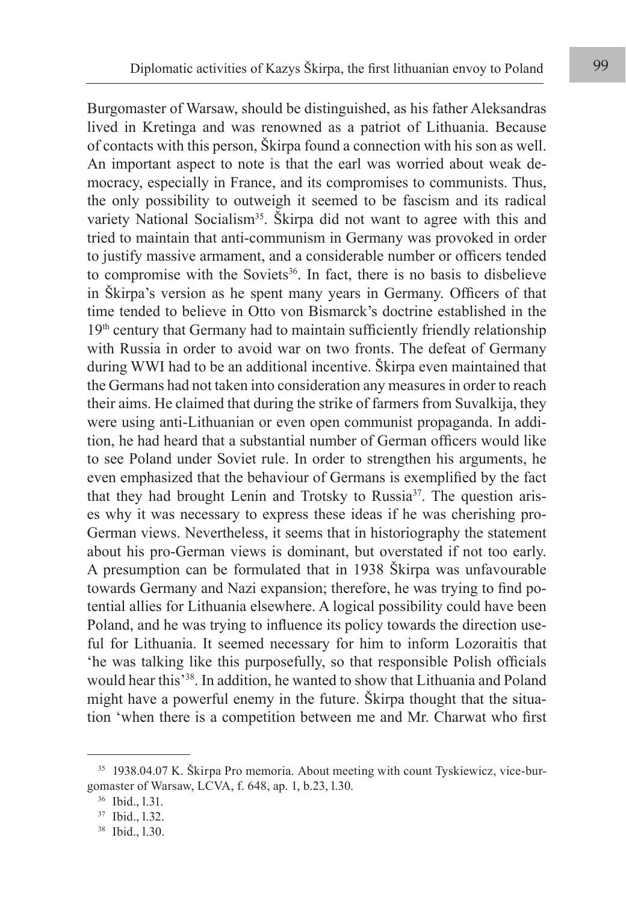Burgomaster of Warsaw, should be distinguished, as his father Aleksandras lived in Kretinga and was renowned as a patriot of Lithuania. Because of contacts with this person, Škirpa found a connection with his son as well. An important aspect to note is that the earl was worried about weak democracy, especially in France, and its compromises to communists. Thus, the only possibility to outweigh it seemed to be fascism and its radical variety National Socialism[35]. Škirpa did not want to agree with this and tried to maintain that anti-communism in Germany was provoked in order to justify massive armament, and a considerable number or officers tended to compromise with the Soviets[36]. In fact, there is no basis to disbelieve in Škirpa's version as he spent many years in Germany. Officers of that time tended to believe in Otto von Bismarck's doctrine established in the 19th century that Germany had to maintain sufficiently friendly relationship with Russia in order to avoid war on two fronts. The defeat of Germany during WWI had to be an additional incentive. Škirpa even maintained that the Germans had not taken into consideration any measures in order to reach their aims. He claimed that during the strike of farmers from Suvalkija, they were using anti-Lithuanian or even open communist propaganda. In addition, he had heard that a substantial number of German officers would like to see Poland under Soviet rule. In order to strengthen his arguments, he even emphasized that the behaviour of Germans is exemplified by the fact that they had brought Lenin and Trotsky to Russia[37]. The question arises why it was necessary to express these ideas if he was cherishing pro-German views. Nevertheless, it seems that in historiography the statement about his pro-German views is dominant, but overstated if not too early. A presumption can be formulated that in 1938 Škirpa was unfavourable towards Germany and Nazi expansion; therefore, he was trying to find potential allies for Lithuania elsewhere. A logical possibility could have been Poland, and he was trying to influence its policy towards the direction useful for Lithuania. It seemed necessary for him to inform Lozoraitis that 'he was talking like this purposefully, so that responsible Polish officials would hear this'[38]. In addition, he wanted to show that Lithuania and Poland might have a powerful enemy in the future. Škirpa thought that the situation 'when there is a competition between me and Mr. Charwat who first

---

[35] 1938.04.07 K. Škirpa Pro memoria. About meeting with count Tyskiewicz, vice-burgomaster of Warsaw, LCVA, f. 648, ap. 1, b.23, l.30.

[36] Ibid., l.31.

[37] Ibid., l.32.

[38] Ibid., l.30.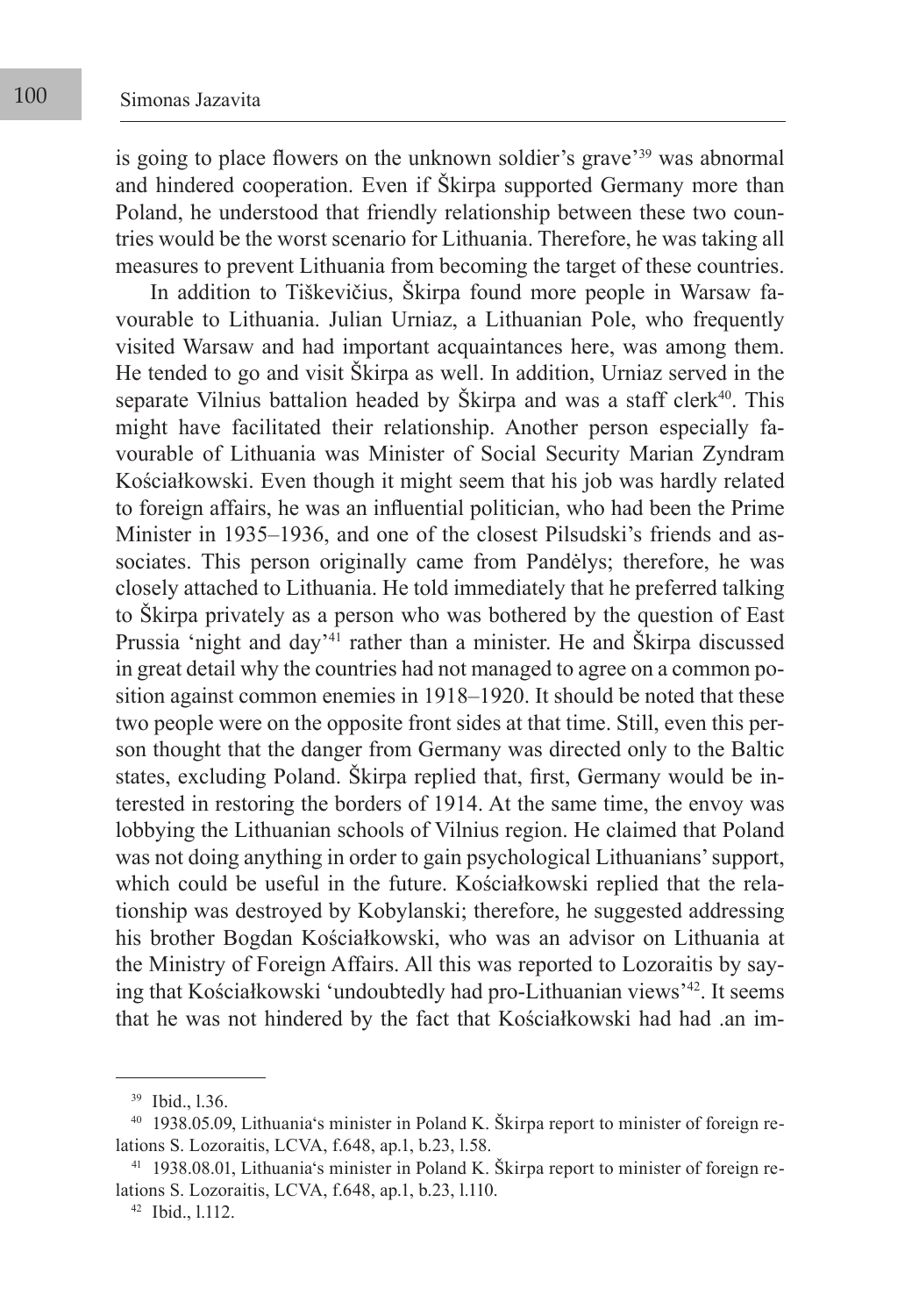is going to place flowers on the unknown soldier's grave'[39] was abnormal and hindered cooperation. Even if Škirpa supported Germany more than Poland, he understood that friendly relationship between these two countries would be the worst scenario for Lithuania. Therefore, he was taking all measures to prevent Lithuania from becoming the target of these countries.

In addition to Tiškevičius, Škirpa found more people in Warsaw favourable to Lithuania. Julian Urniaz, a Lithuanian Pole, who frequently visited Warsaw and had important acquaintances here, was among them. He tended to go and visit Škirpa as well. In addition, Urniaz served in the separate Vilnius battalion headed by Škirpa and was a staff clerk[40]. This might have facilitated their relationship. Another person especially favourable of Lithuania was Minister of Social Security Marian Zyndram Kościałkowski. Even though it might seem that his job was hardly related to foreign affairs, he was an influential politician, who had been the Prime Minister in 1935–1936, and one of the closest Pilsudski's friends and associates. This person originally came from Pandėlys; therefore, he was closely attached to Lithuania. He told immediately that he preferred talking to Škirpa privately as a person who was bothered by the question of East Prussia 'night and day'[41] rather than a minister. He and Škirpa discussed in great detail why the countries had not managed to agree on a common position against common enemies in 1918–1920. It should be noted that these two people were on the opposite front sides at that time. Still, even this person thought that the danger from Germany was directed only to the Baltic states, excluding Poland. Škirpa replied that, first, Germany would be interested in restoring the borders of 1914. At the same time, the envoy was lobbying the Lithuanian schools of Vilnius region. He claimed that Poland was not doing anything in order to gain psychological Lithuanians' support, which could be useful in the future. Kościałkowski replied that the relationship was destroyed by Kobylanski; therefore, he suggested addressing his brother Bogdan Kościałkowski, who was an advisor on Lithuania at the Ministry of Foreign Affairs. All this was reported to Lozoraitis by saying that Kościałkowski 'undoubtedly had pro-Lithuanian views'[42]. It seems that he was not hindered by the fact that Kościałkowski had had .an im-

---

[39] Ibid., l.36.

[40] 1938.05.09, Lithuania's minister in Poland K. Škirpa report to minister of foreign relations S. Lozoraitis, LCVA, f.648, ap.1, b.23, l.58.

[41] 1938.08.01, Lithuania's minister in Poland K. Škirpa report to minister of foreign relations S. Lozoraitis, LCVA, f.648, ap.1, b.23, l.110.

[42] Ibid., l.112.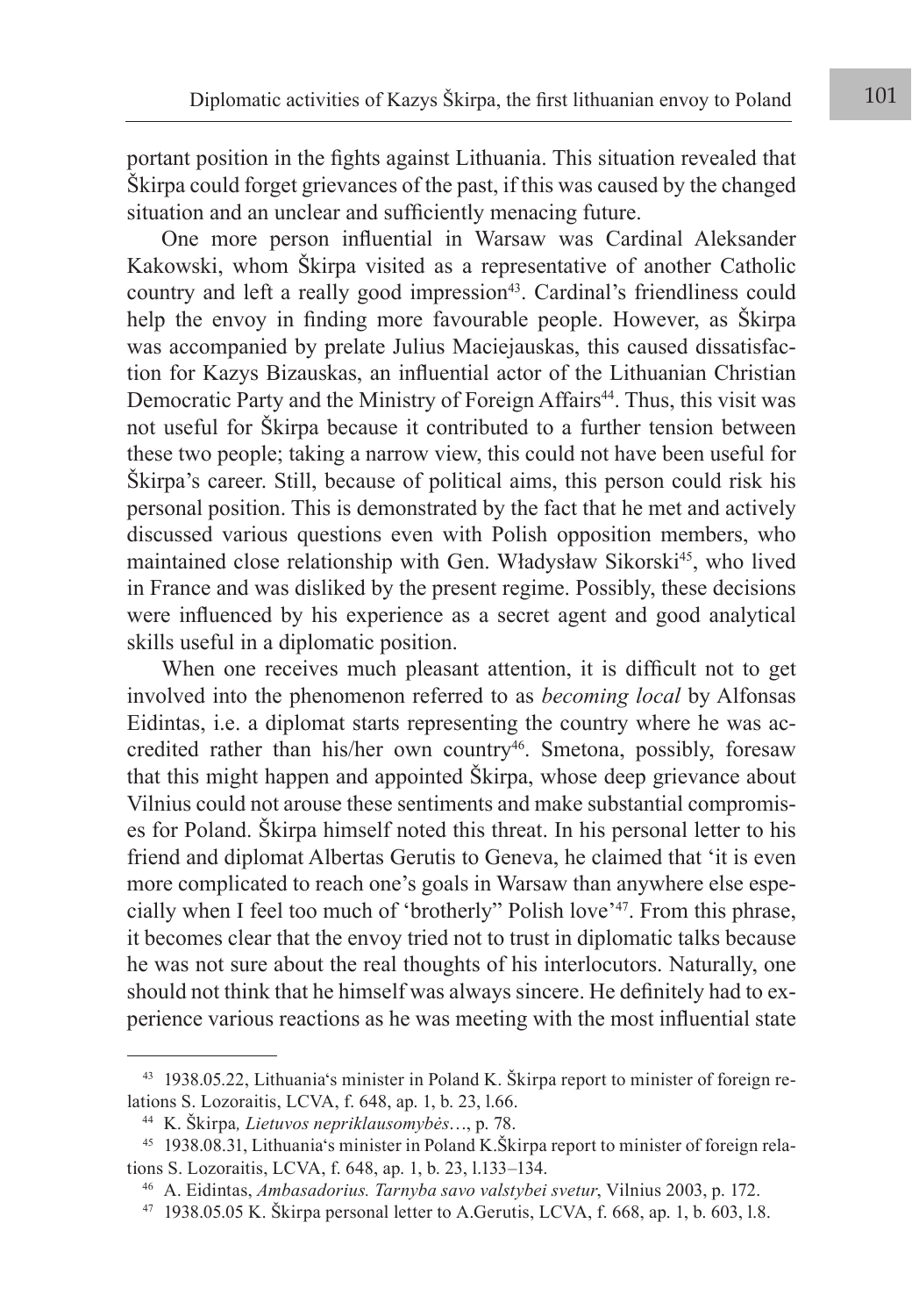portant position in the fights against Lithuania. This situation revealed that Škirpa could forget grievances of the past, if this was caused by the changed situation and an unclear and sufficiently menacing future.

One more person influential in Warsaw was Cardinal Aleksander Kakowski, whom Škirpa visited as a representative of another Catholic country and left a really good impression[43]. Cardinal's friendliness could help the envoy in finding more favourable people. However, as Škirpa was accompanied by prelate Julius Maciejauskas, this caused dissatisfaction for Kazys Bizauskas, an influential actor of the Lithuanian Christian Democratic Party and the Ministry of Foreign Affairs[44]. Thus, this visit was not useful for Škirpa because it contributed to a further tension between these two people; taking a narrow view, this could not have been useful for Škirpa's career. Still, because of political aims, this person could risk his personal position. This is demonstrated by the fact that he met and actively discussed various questions even with Polish opposition members, who maintained close relationship with Gen. Władysław Sikorski[45], who lived in France and was disliked by the present regime. Possibly, these decisions were influenced by his experience as a secret agent and good analytical skills useful in a diplomatic position.

When one receives much pleasant attention, it is difficult not to get involved into the phenomenon referred to as *becoming local* by Alfonsas Eidintas, i.e. a diplomat starts representing the country where he was accredited rather than his/her own country[46]. Smetona, possibly, foresaw that this might happen and appointed Škirpa, whose deep grievance about Vilnius could not arouse these sentiments and make substantial compromises for Poland. Škirpa himself noted this threat. In his personal letter to his friend and diplomat Albertas Gerutis to Geneva, he claimed that 'it is even more complicated to reach one's goals in Warsaw than anywhere else especially when I feel too much of 'brotherly" Polish love'[47]. From this phrase, it becomes clear that the envoy tried not to trust in diplomatic talks because he was not sure about the real thoughts of his interlocutors. Naturally, one should not think that he himself was always sincere. He definitely had to experience various reactions as he was meeting with the most influential state

---

[43] 1938.05.22, Lithuania's minister in Poland K. Škirpa report to minister of foreign relations S. Lozoraitis, LCVA, f. 648, ap. 1, b. 23, l.66.

[44] K. Škirpa*, Lietuvos nepriklausomybės*…, p. 78.

[45] 1938.08.31, Lithuania's minister in Poland K.Škirpa report to minister of foreign relations S. Lozoraitis, LCVA, f. 648, ap. 1, b. 23, l.133–134.

[46] A. Eidintas, *Ambasadorius. Tarnyba savo valstybei svetur*, Vilnius 2003, p. 172.

[47] 1938.05.05 K. Škirpa personal letter to A.Gerutis, LCVA, f. 668, ap. 1, b. 603, l.8.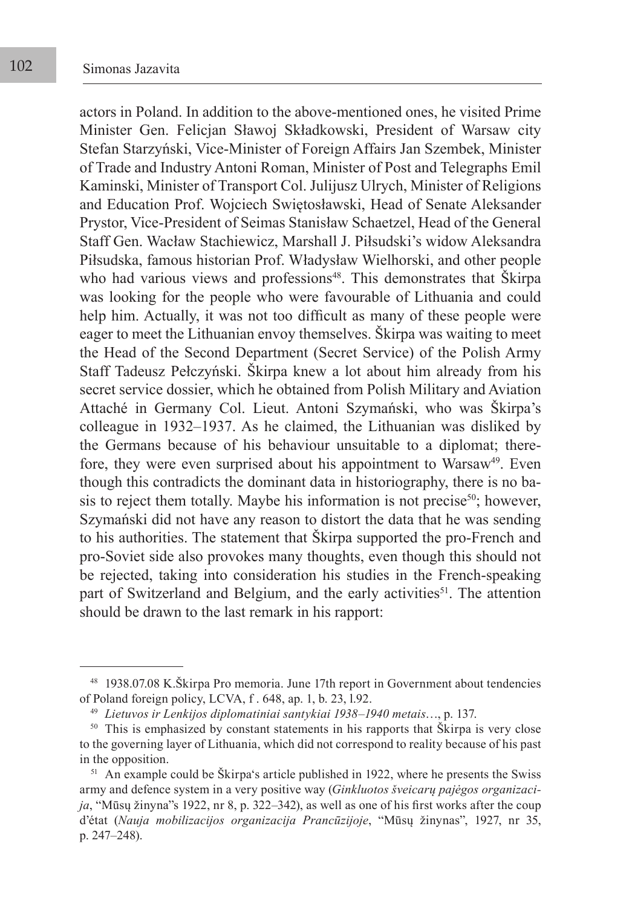actors in Poland. In addition to the above-mentioned ones, he visited Prime Minister Gen. Felicjan Sławoj Składkowski, President of Warsaw city Stefan Starzyński, Vice-Minister of Foreign Affairs Jan Szembek, Minister of Trade and Industry Antoni Roman, Minister of Post and Telegraphs Emil Kaminski, Minister of Transport Col. Julijusz Ulrych, Minister of Religions and Education Prof. Wojciech Swiętosławski, Head of Senate Aleksander Prystor, Vice-President of Seimas Stanisław Schaetzel, Head of the General Staff Gen. Wacław Stachiewicz, Marshall J. Piłsudski's widow Aleksandra Piłsudska, famous historian Prof. Władysław Wielhorski, and other people who had various views and professions[48]. This demonstrates that Škirpa was looking for the people who were favourable of Lithuania and could help him. Actually, it was not too difficult as many of these people were eager to meet the Lithuanian envoy themselves. Škirpa was waiting to meet the Head of the Second Department (Secret Service) of the Polish Army Staff Tadeusz Pełczyński. Škirpa knew a lot about him already from his secret service dossier, which he obtained from Polish Military and Aviation Attaché in Germany Col. Lieut. Antoni Szymański, who was Škirpa's colleague in 1932–1937. As he claimed, the Lithuanian was disliked by the Germans because of his behaviour unsuitable to a diplomat; therefore, they were even surprised about his appointment to Warsaw[49]. Even though this contradicts the dominant data in historiography, there is no basis to reject them totally. Maybe his information is not precise[50]; however, Szymański did not have any reason to distort the data that he was sending to his authorities. The statement that Škirpa supported the pro-French and pro-Soviet side also provokes many thoughts, even though this should not be rejected, taking into consideration his studies in the French-speaking part of Switzerland and Belgium, and the early activities[51]. The attention should be drawn to the last remark in his rapport:

---

[48] 1938.07.08 K.Škirpa Pro memoria. June 17th report in Government about tendencies of Poland foreign policy, LCVA, f . 648, ap. 1, b. 23, l.92.

[49] *Lietuvos ir Lenkijos diplomatiniai santykiai 1938–1940 metais*…, p. 137.

[50] This is emphasized by constant statements in his rapports that Škirpa is very close to the governing layer of Lithuania, which did not correspond to reality because of his past in the opposition.

[51] An example could be Škirpa's article published in 1922, where he presents the Swiss army and defence system in a very positive way (*Ginkluotos šveicarų pajėgos organizacija*, "Mūsų žinyna"s 1922, nr 8, p. 322–342), as well as one of his first works after the coup d'état (*Nauja mobilizacijos organizacija Prancūzijoje*, "Mūsų žinynas", 1927, nr 35, p. 247–248).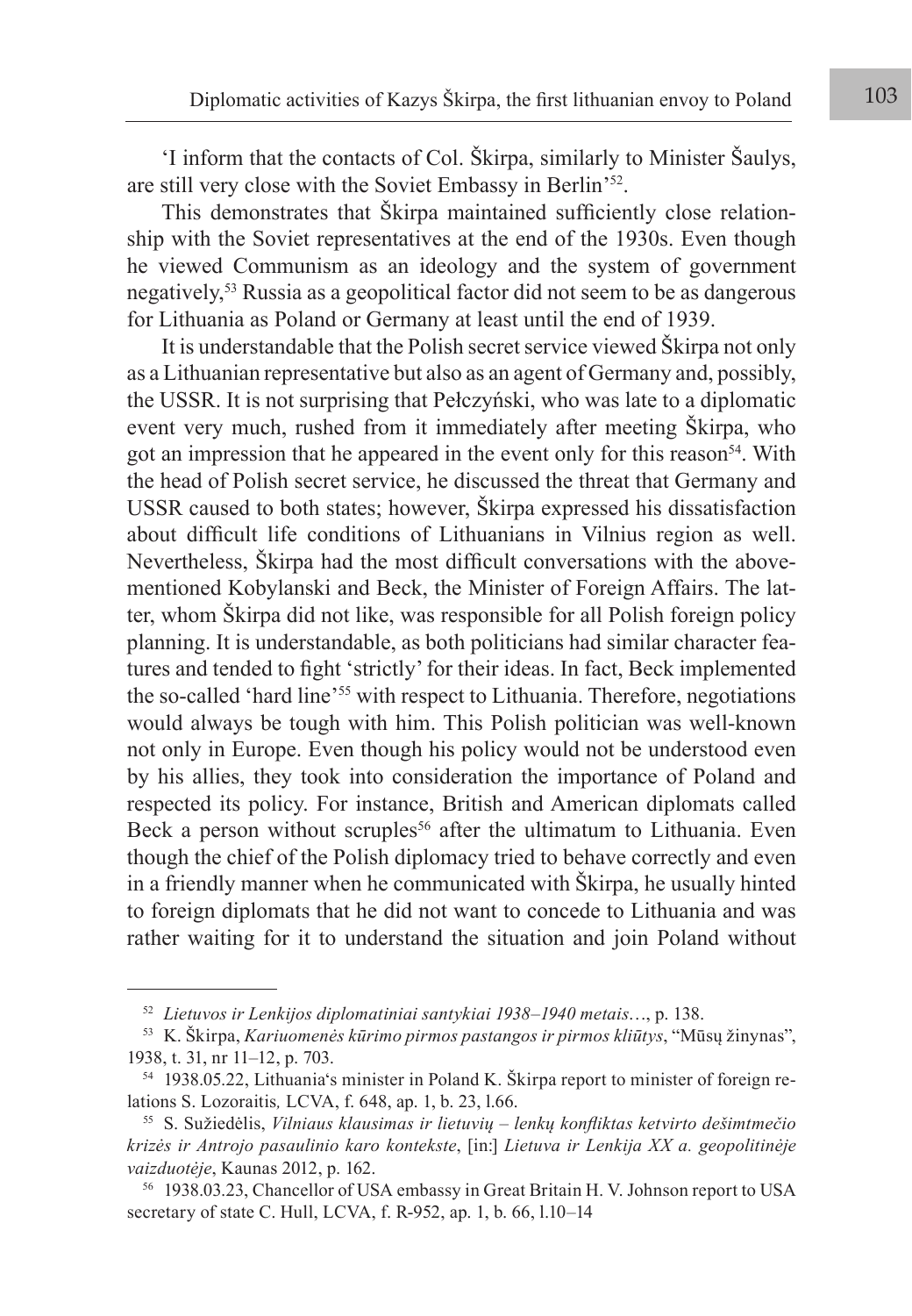'I inform that the contacts of Col. Škirpa, similarly to Minister Šaulys, are still very close with the Soviet Embassy in Berlin'[52].

This demonstrates that Škirpa maintained sufficiently close relationship with the Soviet representatives at the end of the 1930s. Even though he viewed Communism as an ideology and the system of government negatively,[53] Russia as a geopolitical factor did not seem to be as dangerous for Lithuania as Poland or Germany at least until the end of 1939.

It is understandable that the Polish secret service viewed Škirpa not only as a Lithuanian representative but also as an agent of Germany and, possibly, the USSR. It is not surprising that Pełczyński, who was late to a diplomatic event very much, rushed from it immediately after meeting Škirpa, who got an impression that he appeared in the event only for this reason[54]. With the head of Polish secret service, he discussed the threat that Germany and USSR caused to both states; however, Škirpa expressed his dissatisfaction about difficult life conditions of Lithuanians in Vilnius region as well. Nevertheless, Škirpa had the most difficult conversations with the above-mentioned Kobylanski and Beck, the Minister of Foreign Affairs. The latter, whom Škirpa did not like, was responsible for all Polish foreign policy planning. It is understandable, as both politicians had similar character features and tended to fight 'strictly' for their ideas. In fact, Beck implemented the so-called 'hard line'[55] with respect to Lithuania. Therefore, negotiations would always be tough with him. This Polish politician was well-known not only in Europe. Even though his policy would not be understood even by his allies, they took into consideration the importance of Poland and respected its policy. For instance, British and American diplomats called Beck a person without scruples[56] after the ultimatum to Lithuania. Even though the chief of the Polish diplomacy tried to behave correctly and even in a friendly manner when he communicated with Škirpa, he usually hinted to foreign diplomats that he did not want to concede to Lithuania and was rather waiting for it to understand the situation and join Poland without

---

[52] *Lietuvos ir Lenkijos diplomatiniai santykiai 1938–1940 metais…*, p. 138.

[53] K. Škirpa, *Kariuomenės kūrimo pirmos pastangos ir pirmos kliūtys*, "Mūsų žinynas", 1938, t. 31, nr 11–12, p. 703.

[54] 1938.05.22, Lithuania's minister in Poland K. Škirpa report to minister of foreign relations S. Lozoraitis*,* LCVA, f. 648, ap. 1, b. 23, l.66.

[55] S. Sužiedėlis, *Vilniaus klausimas ir lietuvių – lenkų konfliktas ketvirto dešimtmečio krizės ir Antrojo pasaulinio karo kontekste*, [in:] *Lietuva ir Lenkija XX a. geopolitinėje vaizduotėje*, Kaunas 2012, p. 162.

[56] 1938.03.23, Chancellor of USA embassy in Great Britain H. V. Johnson report to USA secretary of state C. Hull, LCVA, f. R-952, ap. 1, b. 66, l.10–14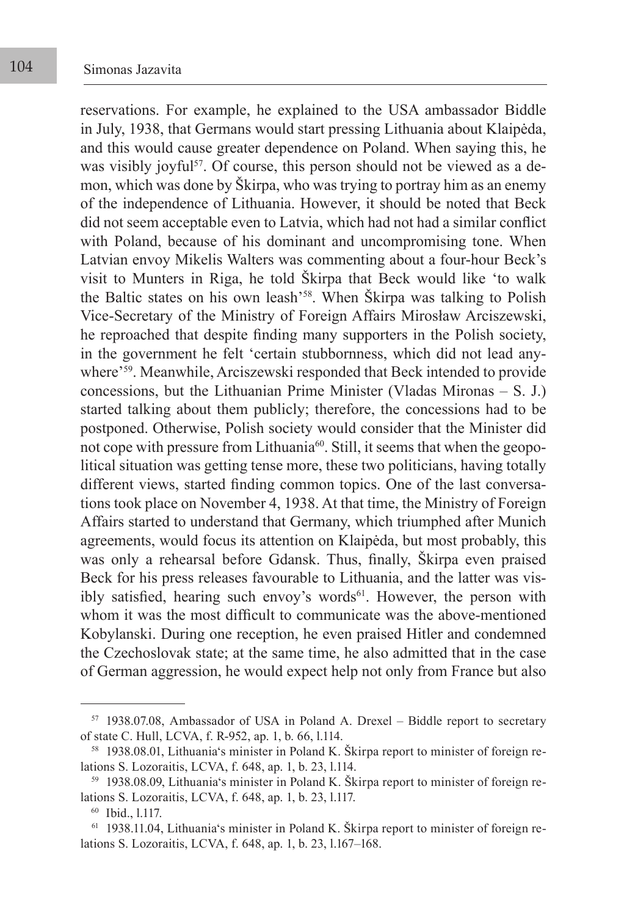reservations. For example, he explained to the USA ambassador Biddle in July, 1938, that Germans would start pressing Lithuania about Klaipėda, and this would cause greater dependence on Poland. When saying this, he was visibly joyful[57]. Of course, this person should not be viewed as a demon, which was done by Škirpa, who was trying to portray him as an enemy of the independence of Lithuania. However, it should be noted that Beck did not seem acceptable even to Latvia, which had not had a similar conflict with Poland, because of his dominant and uncompromising tone. When Latvian envoy Mikelis Walters was commenting about a four-hour Beck's visit to Munters in Riga, he told Škirpa that Beck would like 'to walk the Baltic states on his own leash'[58]. When Škirpa was talking to Polish Vice-Secretary of the Ministry of Foreign Affairs Mirosław Arciszewski, he reproached that despite finding many supporters in the Polish society, in the government he felt 'certain stubbornness, which did not lead anywhere'[59]. Meanwhile, Arciszewski responded that Beck intended to provide concessions, but the Lithuanian Prime Minister (Vladas Mironas – S. J.) started talking about them publicly; therefore, the concessions had to be postponed. Otherwise, Polish society would consider that the Minister did not cope with pressure from Lithuania[60]. Still, it seems that when the geopolitical situation was getting tense more, these two politicians, having totally different views, started finding common topics. One of the last conversations took place on November 4, 1938. At that time, the Ministry of Foreign Affairs started to understand that Germany, which triumphed after Munich agreements, would focus its attention on Klaipėda, but most probably, this was only a rehearsal before Gdansk. Thus, finally, Škirpa even praised Beck for his press releases favourable to Lithuania, and the latter was visibly satisfied, hearing such envoy's words[61]. However, the person with whom it was the most difficult to communicate was the above-mentioned Kobylanski. During one reception, he even praised Hitler and condemned the Czechoslovak state; at the same time, he also admitted that in the case of German aggression, he would expect help not only from France but also

---

[57] 1938.07.08, Ambassador of USA in Poland A. Drexel – Biddle report to secretary of state C. Hull, LCVA, f. R-952, ap. 1, b. 66, l.114.

[58] 1938.08.01, Lithuania's minister in Poland K. Škirpa report to minister of foreign relations S. Lozoraitis, LCVA, f. 648, ap. 1, b. 23, l.114.

[59] 1938.08.09, Lithuania's minister in Poland K. Škirpa report to minister of foreign relations S. Lozoraitis, LCVA, f. 648, ap. 1, b. 23, l.117.

[60] Ibid., l.117.

[61] 1938.11.04, Lithuania's minister in Poland K. Škirpa report to minister of foreign relations S. Lozoraitis, LCVA, f. 648, ap. 1, b. 23, l.167–168.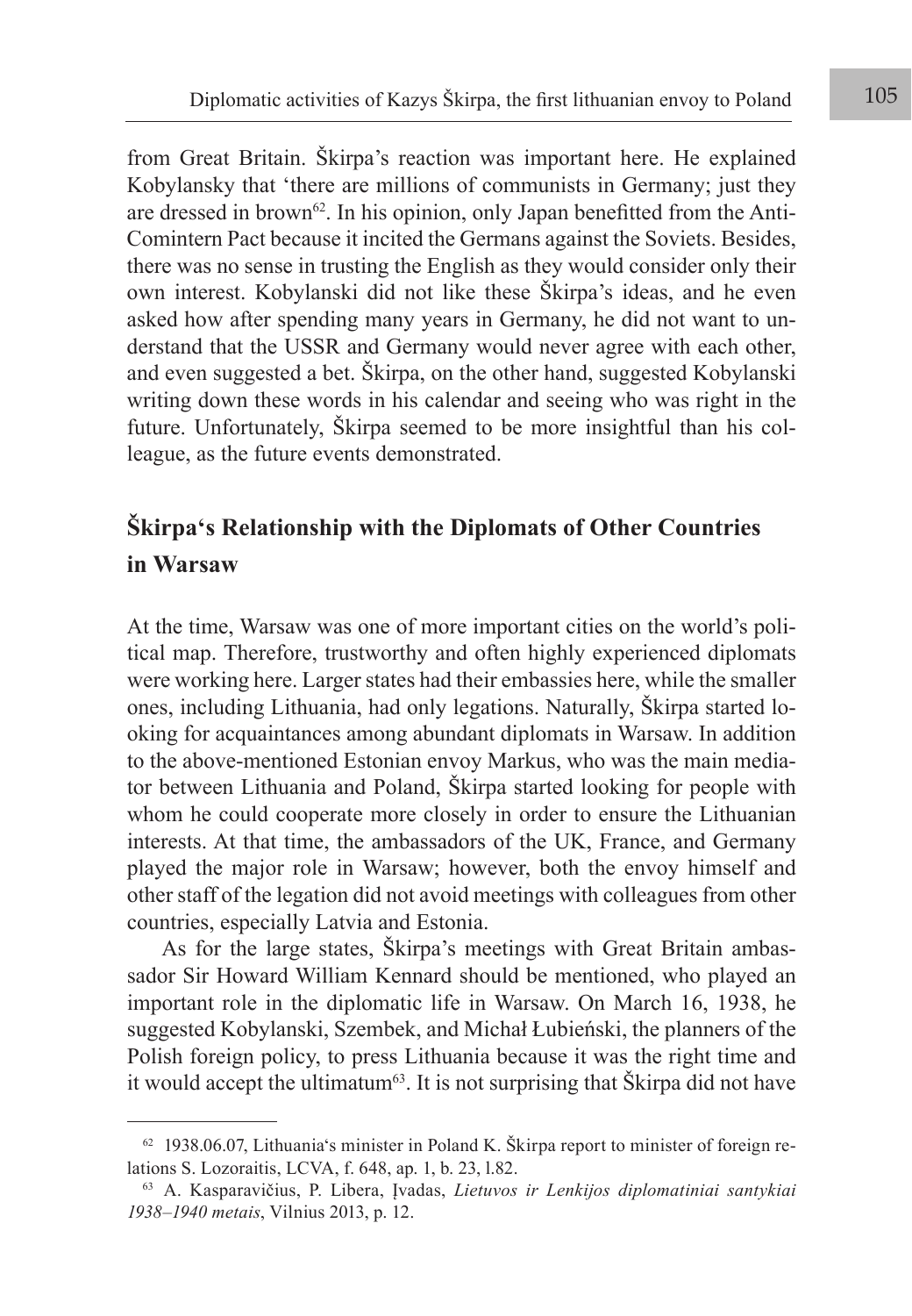from Great Britain. Škirpa's reaction was important here. He explained Kobylansky that 'there are millions of communists in Germany; just they are dressed in brown[62]. In his opinion, only Japan benefitted from the Anti-Comintern Pact because it incited the Germans against the Soviets. Besides, there was no sense in trusting the English as they would consider only their own interest. Kobylanski did not like these Škirpa's ideas, and he even asked how after spending many years in Germany, he did not want to understand that the USSR and Germany would never agree with each other, and even suggested a bet. Škirpa, on the other hand, suggested Kobylanski writing down these words in his calendar and seeing who was right in the future. Unfortunately, Škirpa seemed to be more insightful than his colleague, as the future events demonstrated.

## Škirpa's Relationship with the Diplomats of Other Countries in Warsaw

At the time, Warsaw was one of more important cities on the world's political map. Therefore, trustworthy and often highly experienced diplomats were working here. Larger states had their embassies here, while the smaller ones, including Lithuania, had only legations. Naturally, Škirpa started looking for acquaintances among abundant diplomats in Warsaw. In addition to the above-mentioned Estonian envoy Markus, who was the main mediator between Lithuania and Poland, Škirpa started looking for people with whom he could cooperate more closely in order to ensure the Lithuanian interests. At that time, the ambassadors of the UK, France, and Germany played the major role in Warsaw; however, both the envoy himself and other staff of the legation did not avoid meetings with colleagues from other countries, especially Latvia and Estonia.

As for the large states, Škirpa's meetings with Great Britain ambassador Sir Howard William Kennard should be mentioned, who played an important role in the diplomatic life in Warsaw. On March 16, 1938, he suggested Kobylanski, Szembek, and Michał Łubieński, the planners of the Polish foreign policy, to press Lithuania because it was the right time and it would accept the ultimatum[63]. It is not surprising that Škirpa did not have

---

[62] 1938.06.07, Lithuania's minister in Poland K. Škirpa report to minister of foreign relations S. Lozoraitis, LCVA, f. 648, ap. 1, b. 23, l.82.

[63] A. Kasparavičius, P. Libera, Įvadas, *Lietuvos ir Lenkijos diplomatiniai santykiai 1938–1940 metais*, Vilnius 2013, p. 12.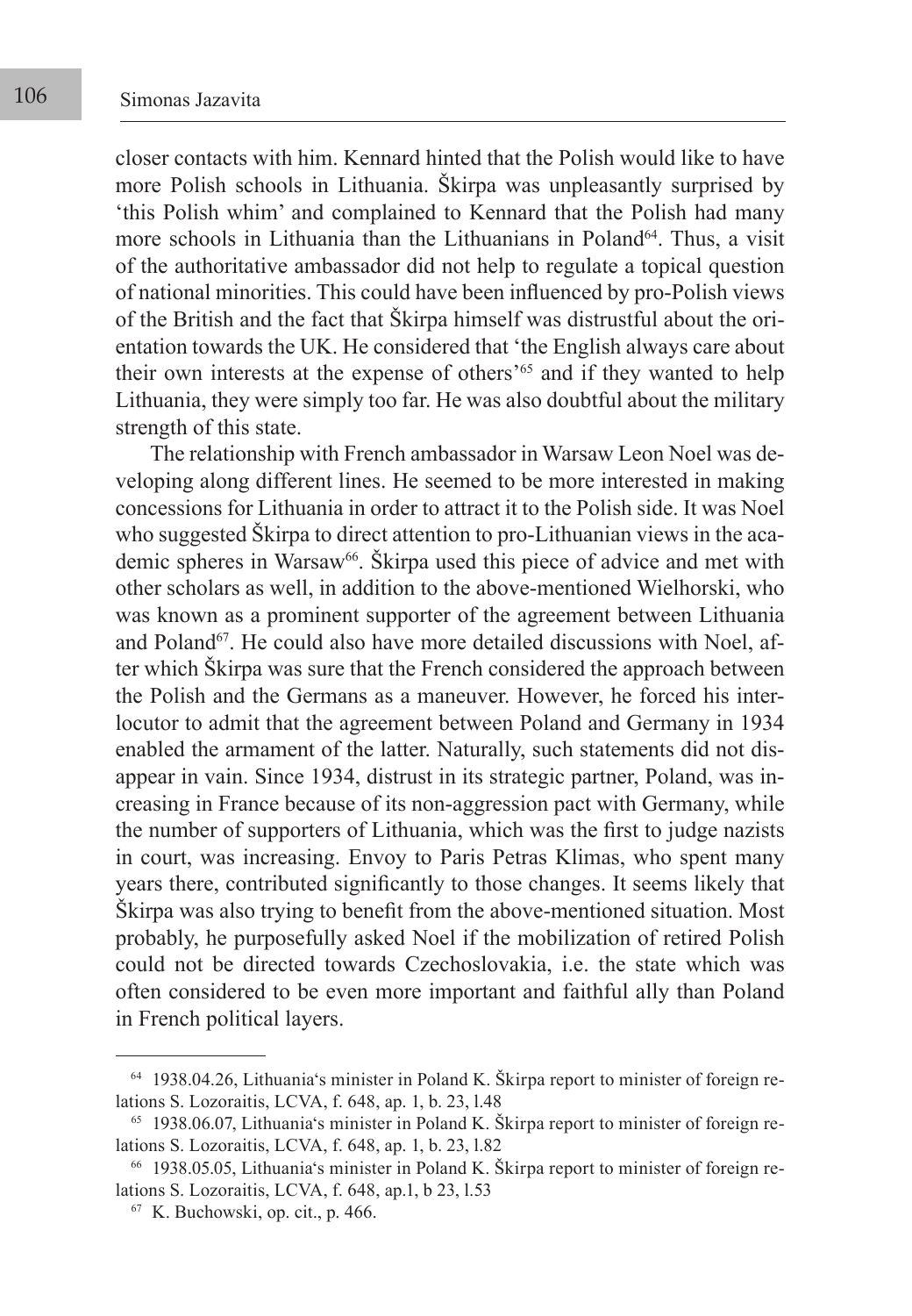closer contacts with him. Kennard hinted that the Polish would like to have more Polish schools in Lithuania. Škirpa was unpleasantly surprised by 'this Polish whim' and complained to Kennard that the Polish had many more schools in Lithuania than the Lithuanians in Poland[64]. Thus, a visit of the authoritative ambassador did not help to regulate a topical question of national minorities. This could have been influenced by pro-Polish views of the British and the fact that Škirpa himself was distrustful about the orientation towards the UK. He considered that 'the English always care about their own interests at the expense of others'[65] and if they wanted to help Lithuania, they were simply too far. He was also doubtful about the military strength of this state.

The relationship with French ambassador in Warsaw Leon Noel was developing along different lines. He seemed to be more interested in making concessions for Lithuania in order to attract it to the Polish side. It was Noel who suggested Škirpa to direct attention to pro-Lithuanian views in the academic spheres in Warsaw[66]. Škirpa used this piece of advice and met with other scholars as well, in addition to the above-mentioned Wielhorski, who was known as a prominent supporter of the agreement between Lithuania and Poland[67]. He could also have more detailed discussions with Noel, after which Škirpa was sure that the French considered the approach between the Polish and the Germans as a maneuver. However, he forced his interlocutor to admit that the agreement between Poland and Germany in 1934 enabled the armament of the latter. Naturally, such statements did not disappear in vain. Since 1934, distrust in its strategic partner, Poland, was increasing in France because of its non-aggression pact with Germany, while the number of supporters of Lithuania, which was the first to judge nazists in court, was increasing. Envoy to Paris Petras Klimas, who spent many years there, contributed significantly to those changes. It seems likely that Škirpa was also trying to benefit from the above-mentioned situation. Most probably, he purposefully asked Noel if the mobilization of retired Polish could not be directed towards Czechoslovakia, i.e. the state which was often considered to be even more important and faithful ally than Poland in French political layers.

---

[64] 1938.04.26, Lithuania's minister in Poland K. Škirpa report to minister of foreign relations S. Lozoraitis, LCVA, f. 648, ap. 1, b. 23, l.48

[65] 1938.06.07, Lithuania's minister in Poland K. Škirpa report to minister of foreign relations S. Lozoraitis, LCVA, f. 648, ap. 1, b. 23, l.82

[66] 1938.05.05, Lithuania's minister in Poland K. Škirpa report to minister of foreign relations S. Lozoraitis, LCVA, f. 648, ap.1, b 23, l.53

[67] K. Buchowski, op. cit., p. 466.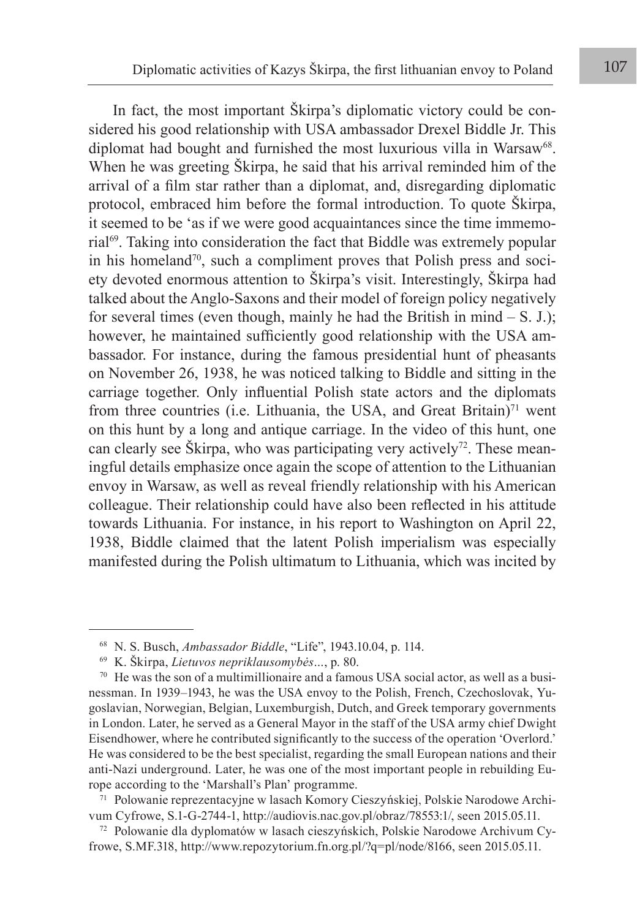In fact, the most important Škirpa's diplomatic victory could be considered his good relationship with USA ambassador Drexel Biddle Jr. This diplomat had bought and furnished the most luxurious villa in Warsaw[68]. When he was greeting Škirpa, he said that his arrival reminded him of the arrival of a film star rather than a diplomat, and, disregarding diplomatic protocol, embraced him before the formal introduction. To quote Škirpa, it seemed to be 'as if we were good acquaintances since the time immemorial[69]. Taking into consideration the fact that Biddle was extremely popular in his homeland[70], such a compliment proves that Polish press and society devoted enormous attention to Škirpa's visit. Interestingly, Škirpa had talked about the Anglo-Saxons and their model of foreign policy negatively for several times (even though, mainly he had the British in mind – S. J.); however, he maintained sufficiently good relationship with the USA ambassador. For instance, during the famous presidential hunt of pheasants on November 26, 1938, he was noticed talking to Biddle and sitting in the carriage together. Only influential Polish state actors and the diplomats from three countries (i.e. Lithuania, the USA, and Great Britain)[71] went on this hunt by a long and antique carriage. In the video of this hunt, one can clearly see Škirpa, who was participating very actively[72]. These meaningful details emphasize once again the scope of attention to the Lithuanian envoy in Warsaw, as well as reveal friendly relationship with his American colleague. Their relationship could have also been reflected in his attitude towards Lithuania. For instance, in his report to Washington on April 22, 1938, Biddle claimed that the latent Polish imperialism was especially manifested during the Polish ultimatum to Lithuania, which was incited by

---

[68] N. S. Busch, *Ambassador Biddle*, "Life", 1943.10.04, p. 114.

[69] K. Škirpa, *Lietuvos nepriklausomybės*..., p. 80.

[70] He was the son of a multimillionaire and a famous USA social actor, as well as a businessman. In 1939–1943, he was the USA envoy to the Polish, French, Czechoslovak, Yugoslavian, Norwegian, Belgian, Luxemburgish, Dutch, and Greek temporary governments in London. Later, he served as a General Mayor in the staff of the USA army chief Dwight Eisendhower, where he contributed significantly to the success of the operation 'Overlord.' He was considered to be the best specialist, regarding the small European nations and their anti-Nazi underground. Later, he was one of the most important people in rebuilding Europe according to the 'Marshall's Plan' programme.

[71] Polowanie reprezentacyjne w lasach Komory Cieszyńskiej, Polskie Narodowe Archivum Cyfrowe, S.1-G-2744-1, http://audiovis.nac.gov.pl/obraz/78553:1/, seen 2015.05.11.

[72] Polowanie dla dyplomatów w lasach cieszyńskich, Polskie Narodowe Archivum Cyfrowe, S.MF.318, http://www.repozytorium.fn.org.pl/?q=pl/node/8166, seen 2015.05.11.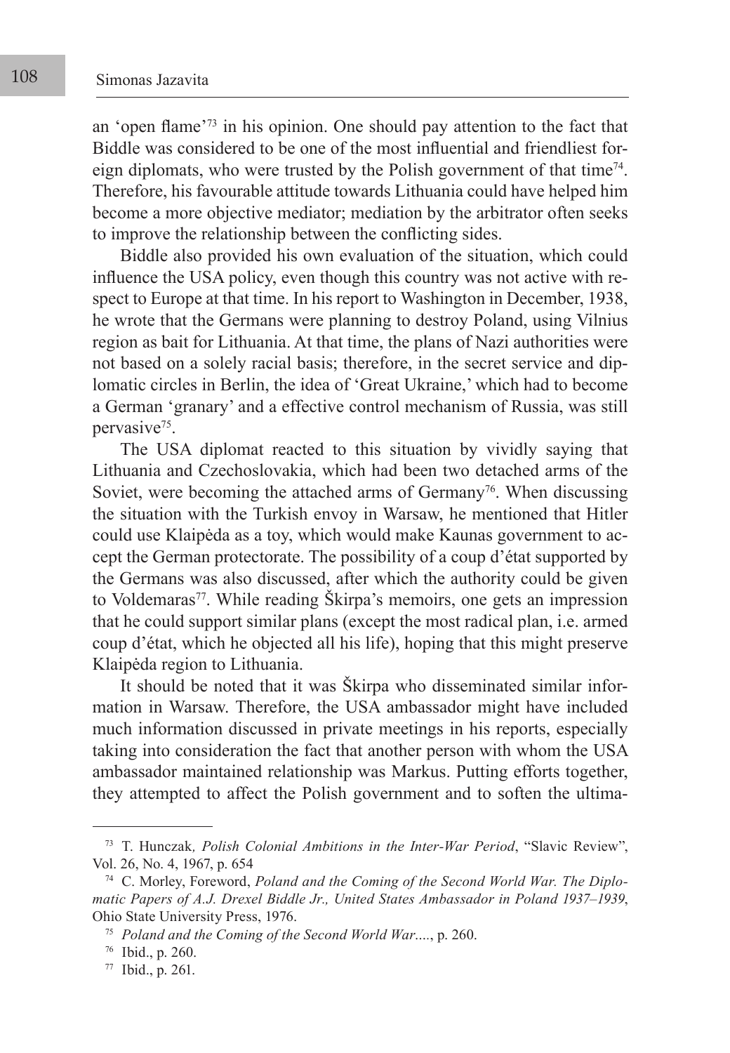an 'open flame'[73] in his opinion. One should pay attention to the fact that Biddle was considered to be one of the most influential and friendliest foreign diplomats, who were trusted by the Polish government of that time[74]. Therefore, his favourable attitude towards Lithuania could have helped him become a more objective mediator; mediation by the arbitrator often seeks to improve the relationship between the conflicting sides.

Biddle also provided his own evaluation of the situation, which could influence the USA policy, even though this country was not active with respect to Europe at that time. In his report to Washington in December, 1938, he wrote that the Germans were planning to destroy Poland, using Vilnius region as bait for Lithuania. At that time, the plans of Nazi authorities were not based on a solely racial basis; therefore, in the secret service and diplomatic circles in Berlin, the idea of 'Great Ukraine,' which had to become a German 'granary' and a effective control mechanism of Russia, was still pervasive[75].

The USA diplomat reacted to this situation by vividly saying that Lithuania and Czechoslovakia, which had been two detached arms of the Soviet, were becoming the attached arms of Germany[76]. When discussing the situation with the Turkish envoy in Warsaw, he mentioned that Hitler could use Klaipėda as a toy, which would make Kaunas government to accept the German protectorate. The possibility of a coup d'état supported by the Germans was also discussed, after which the authority could be given to Voldemaras[77]. While reading Škirpa's memoirs, one gets an impression that he could support similar plans (except the most radical plan, i.e. armed coup d'état, which he objected all his life), hoping that this might preserve Klaipėda region to Lithuania.

It should be noted that it was Škirpa who disseminated similar information in Warsaw. Therefore, the USA ambassador might have included much information discussed in private meetings in his reports, especially taking into consideration the fact that another person with whom the USA ambassador maintained relationship was Markus. Putting efforts together, they attempted to affect the Polish government and to soften the ultima-

---

[73] T. Hunczak*, Polish Colonial Ambitions in the Inter-War Period*, "Slavic Review", Vol. 26, No. 4, 1967, p. 654

[74] C. Morley, Foreword, *Poland and the Coming of the Second World War. The Diplomatic Papers of A.J. Drexel Biddle Jr., United States Ambassador in Poland 1937–1939*, Ohio State University Press, 1976.

[75] *Poland and the Coming of the Second World War....*, p. 260.

[76] Ibid., p. 260.

[77] Ibid., p. 261.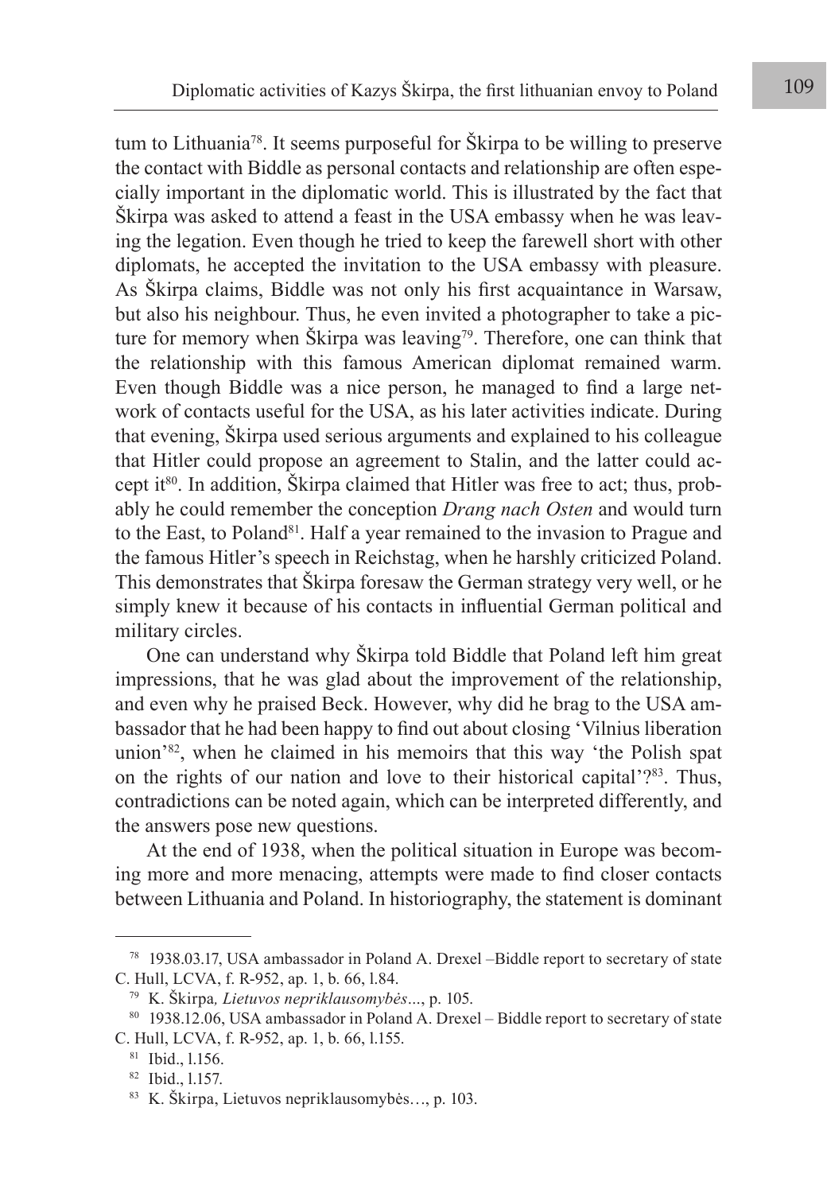tum to Lithuania[78]. It seems purposeful for Škirpa to be willing to preserve the contact with Biddle as personal contacts and relationship are often especially important in the diplomatic world. This is illustrated by the fact that Škirpa was asked to attend a feast in the USA embassy when he was leaving the legation. Even though he tried to keep the farewell short with other diplomats, he accepted the invitation to the USA embassy with pleasure. As Škirpa claims, Biddle was not only his first acquaintance in Warsaw, but also his neighbour. Thus, he even invited a photographer to take a picture for memory when Škirpa was leaving[79]. Therefore, one can think that the relationship with this famous American diplomat remained warm. Even though Biddle was a nice person, he managed to find a large network of contacts useful for the USA, as his later activities indicate. During that evening, Škirpa used serious arguments and explained to his colleague that Hitler could propose an agreement to Stalin, and the latter could accept it[80]. In addition, Škirpa claimed that Hitler was free to act; thus, probably he could remember the conception *Drang nach Osten* and would turn to the East, to Poland[81]. Half a year remained to the invasion to Prague and the famous Hitler's speech in Reichstag, when he harshly criticized Poland. This demonstrates that Škirpa foresaw the German strategy very well, or he simply knew it because of his contacts in influential German political and military circles.

One can understand why Škirpa told Biddle that Poland left him great impressions, that he was glad about the improvement of the relationship, and even why he praised Beck. However, why did he brag to the USA ambassador that he had been happy to find out about closing 'Vilnius liberation union'[82], when he claimed in his memoirs that this way 'the Polish spat on the rights of our nation and love to their historical capital'?[83]. Thus, contradictions can be noted again, which can be interpreted differently, and the answers pose new questions.

At the end of 1938, when the political situation in Europe was becoming more and more menacing, attempts were made to find closer contacts between Lithuania and Poland. In historiography, the statement is dominant

---

[78] 1938.03.17, USA ambassador in Poland A. Drexel –Biddle report to secretary of state C. Hull, LCVA, f. R-952, ap. 1, b. 66, l.84.

[79] K. Škirpa*, Lietuvos nepriklausomybės*..., p. 105.

[80] 1938.12.06, USA ambassador in Poland A. Drexel – Biddle report to secretary of state C. Hull, LCVA, f. R-952, ap. 1, b. 66, l.155.

[81] Ibid., l.156.

[82] Ibid., l.157.

[83] K. Škirpa, Lietuvos nepriklausomybės…, p. 103.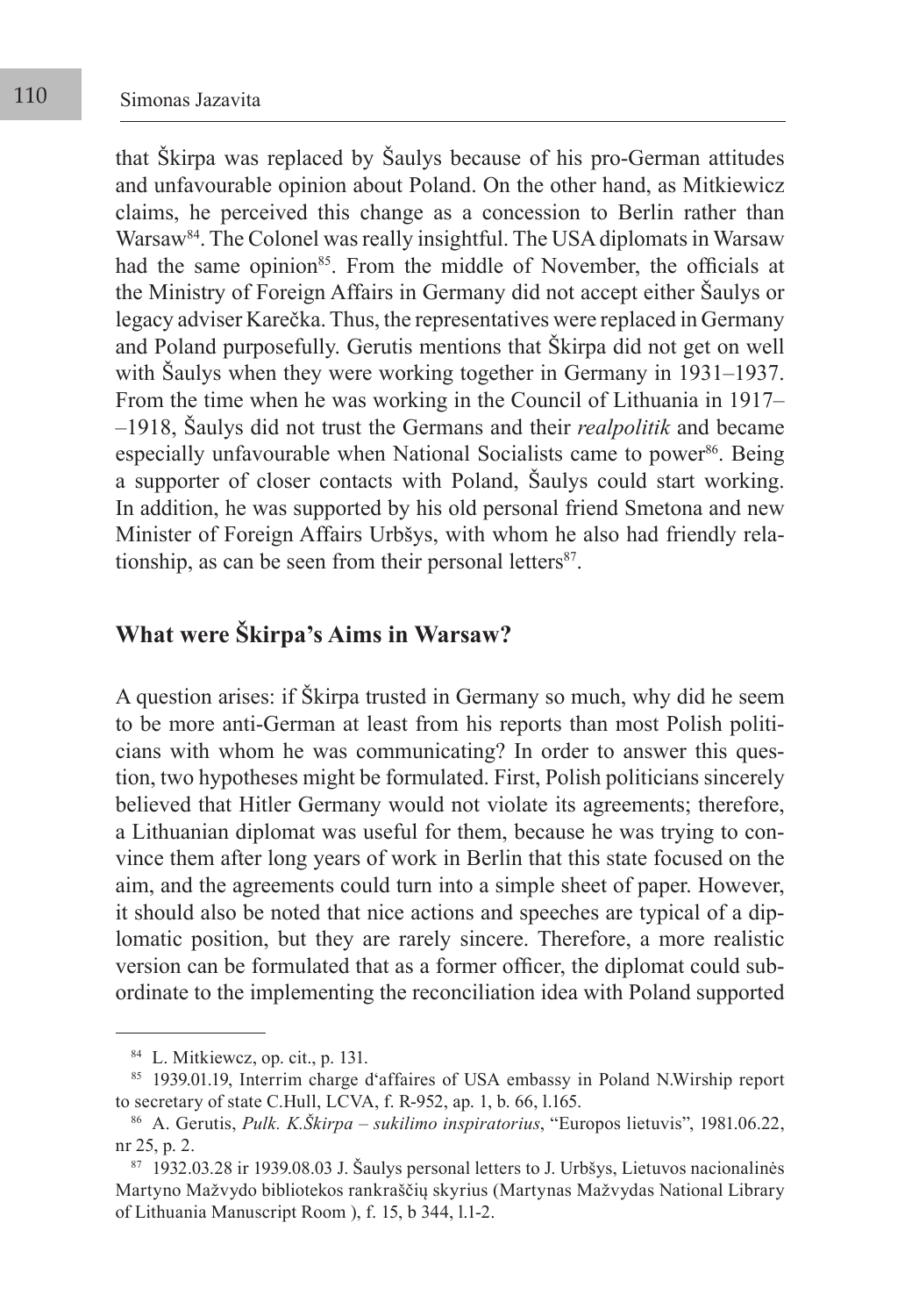that Škirpa was replaced by Šaulys because of his pro-German attitudes and unfavourable opinion about Poland. On the other hand, as Mitkiewicz claims, he perceived this change as a concession to Berlin rather than Warsaw[84]. The Colonel was really insightful. The USA diplomats in Warsaw had the same opinion[85]. From the middle of November, the officials at the Ministry of Foreign Affairs in Germany did not accept either Šaulys or legacy adviser Karečka. Thus, the representatives were replaced in Germany and Poland purposefully. Gerutis mentions that Škirpa did not get on well with Šaulys when they were working together in Germany in 1931–1937. From the time when he was working in the Council of Lithuania in 1917–1918, Šaulys did not trust the Germans and their *realpolitik* and became especially unfavourable when National Socialists came to power[86]. Being a supporter of closer contacts with Poland, Šaulys could start working. In addition, he was supported by his old personal friend Smetona and new Minister of Foreign Affairs Urbšys, with whom he also had friendly relationship, as can be seen from their personal letters[87].

## What were Škirpa's Aims in Warsaw?

A question arises: if Škirpa trusted in Germany so much, why did he seem to be more anti-German at least from his reports than most Polish politicians with whom he was communicating? In order to answer this question, two hypotheses might be formulated. First, Polish politicians sincerely believed that Hitler Germany would not violate its agreements; therefore, a Lithuanian diplomat was useful for them, because he was trying to convince them after long years of work in Berlin that this state focused on the aim, and the agreements could turn into a simple sheet of paper. However, it should also be noted that nice actions and speeches are typical of a diplomatic position, but they are rarely sincere. Therefore, a more realistic version can be formulated that as a former officer, the diplomat could subordinate to the implementing the reconciliation idea with Poland supported

---

[84] L. Mitkiewcz, op. cit., p. 131.

[85] 1939.01.19, Interrim charge d'affaires of USA embassy in Poland N.Wirship report to secretary of state C.Hull, LCVA, f. R-952, ap. 1, b. 66, l.165.

[86] A. Gerutis, *Pulk. K.Škirpa – sukilimo inspiratorius*, "Europos lietuvis", 1981.06.22, nr 25, p. 2.

[87] 1932.03.28 ir 1939.08.03 J. Šaulys personal letters to J. Urbšys, Lietuvos nacionalinės Martyno Mažvydo bibliotekos rankraščių skyrius (Martynas Mažvydas National Library of Lithuania Manuscript Room ), f. 15, b 344, l.1-2.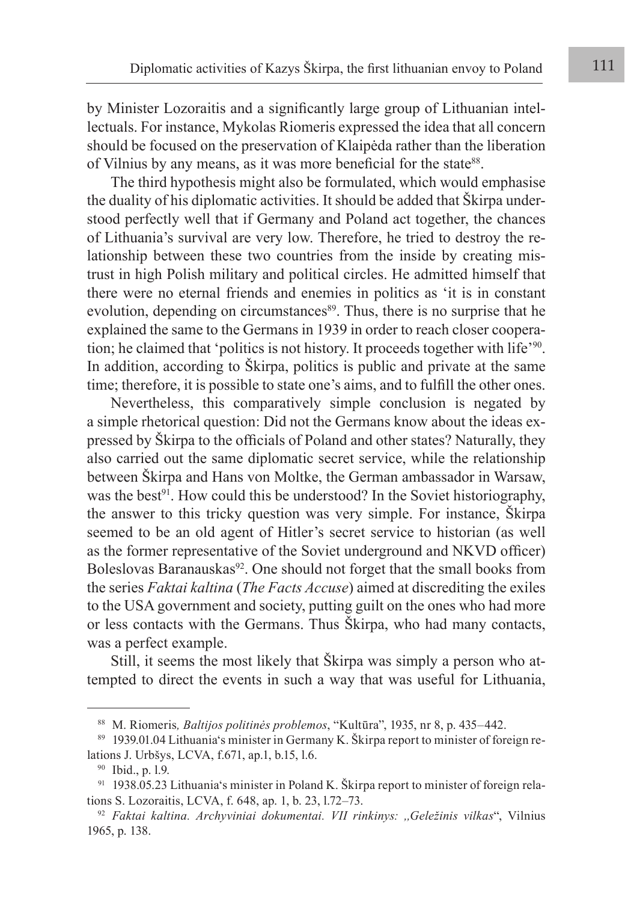by Minister Lozoraitis and a significantly large group of Lithuanian intellectuals. For instance, Mykolas Riomeris expressed the idea that all concern should be focused on the preservation of Klaipėda rather than the liberation of Vilnius by any means, as it was more beneficial for the state[88].

The third hypothesis might also be formulated, which would emphasise the duality of his diplomatic activities. It should be added that Škirpa understood perfectly well that if Germany and Poland act together, the chances of Lithuania's survival are very low. Therefore, he tried to destroy the relationship between these two countries from the inside by creating mistrust in high Polish military and political circles. He admitted himself that there were no eternal friends and enemies in politics as 'it is in constant evolution, depending on circumstances[89]. Thus, there is no surprise that he explained the same to the Germans in 1939 in order to reach closer cooperation; he claimed that 'politics is not history. It proceeds together with life'[90]. In addition, according to Škirpa, politics is public and private at the same time; therefore, it is possible to state one's aims, and to fulfill the other ones.

Nevertheless, this comparatively simple conclusion is negated by a simple rhetorical question: Did not the Germans know about the ideas expressed by Škirpa to the officials of Poland and other states? Naturally, they also carried out the same diplomatic secret service, while the relationship between Škirpa and Hans von Moltke, the German ambassador in Warsaw, was the best[91]. How could this be understood? In the Soviet historiography, the answer to this tricky question was very simple. For instance, Škirpa seemed to be an old agent of Hitler's secret service to historian (as well as the former representative of the Soviet underground and NKVD officer) Boleslovas Baranauskas[92]. One should not forget that the small books from the series *Faktai kaltina* (*The Facts Accuse*) aimed at discrediting the exiles to the USA government and society, putting guilt on the ones who had more or less contacts with the Germans. Thus Škirpa, who had many contacts, was a perfect example.

Still, it seems the most likely that Škirpa was simply a person who attempted to direct the events in such a way that was useful for Lithuania,

---

[88] M. Riomeris*, Baltijos politinės problemos*, "Kultūra", 1935, nr 8, p. 435–442.

[89] 1939.01.04 Lithuania's minister in Germany K. Škirpa report to minister of foreign relations J. Urbšys, LCVA, f.671, ap.1, b.15, l.6.

[90] Ibid., p. l.9.

[91] 1938.05.23 Lithuania's minister in Poland K. Škirpa report to minister of foreign relations S. Lozoraitis, LCVA, f. 648, ap. 1, b. 23, l.72–73.

[92] *Faktai kaltina. Archyviniai dokumentai. VII rinkinys: „Geležinis vilkas*", Vilnius 1965, p. 138.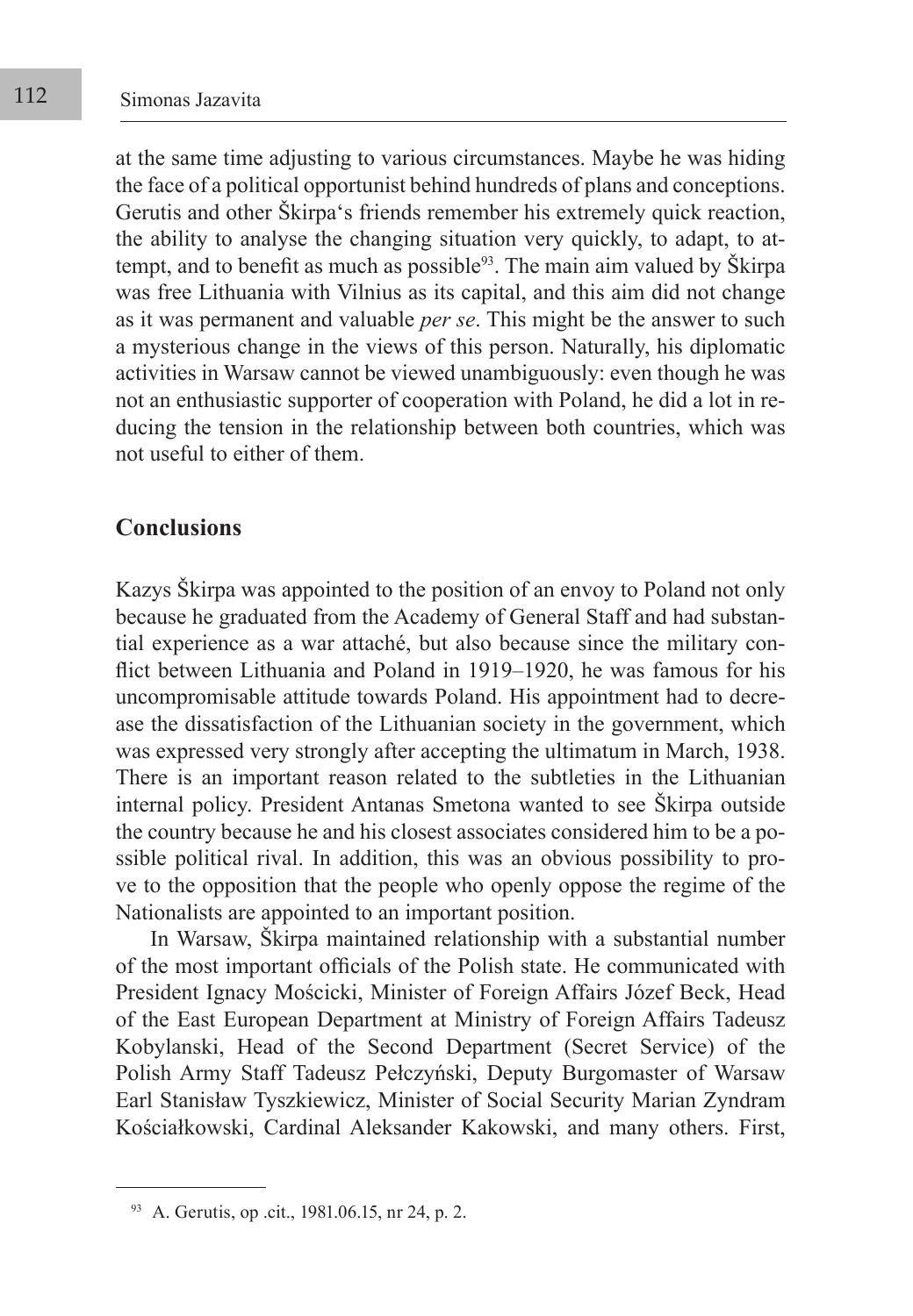at the same time adjusting to various circumstances. Maybe he was hiding the face of a political opportunist behind hundreds of plans and conceptions. Gerutis and other Škirpa's friends remember his extremely quick reaction, the ability to analyse the changing situation very quickly, to adapt, to attempt, and to benefit as much as possible[93]. The main aim valued by Škirpa was free Lithuania with Vilnius as its capital, and this aim did not change as it was permanent and valuable *per se*. This might be the answer to such a mysterious change in the views of this person. Naturally, his diplomatic activities in Warsaw cannot be viewed unambiguously: even though he was not an enthusiastic supporter of cooperation with Poland, he did a lot in reducing the tension in the relationship between both countries, which was not useful to either of them.

## Conclusions

Kazys Škirpa was appointed to the position of an envoy to Poland not only because he graduated from the Academy of General Staff and had substantial experience as a war attaché, but also because since the military conflict between Lithuania and Poland in 1919–1920, he was famous for his uncompromisable attitude towards Poland. His appointment had to decrease the dissatisfaction of the Lithuanian society in the government, which was expressed very strongly after accepting the ultimatum in March, 1938. There is an important reason related to the subtleties in the Lithuanian internal policy. President Antanas Smetona wanted to see Škirpa outside the country because he and his closest associates considered him to be a possible political rival. In addition, this was an obvious possibility to prove to the opposition that the people who openly oppose the regime of the Nationalists are appointed to an important position.

In Warsaw, Škirpa maintained relationship with a substantial number of the most important officials of the Polish state. He communicated with President Ignacy Mościcki, Minister of Foreign Affairs Józef Beck, Head of the East European Department at Ministry of Foreign Affairs Tadeusz Kobylanski, Head of the Second Department (Secret Service) of the Polish Army Staff Tadeusz Pełczyński, Deputy Burgomaster of Warsaw Earl Stanisław Tyszkiewicz, Minister of Social Security Marian Zyndram Kościałkowski, Cardinal Aleksander Kakowski, and many others. First,

---

[93] A. Gerutis, op .cit., 1981.06.15, nr 24, p. 2.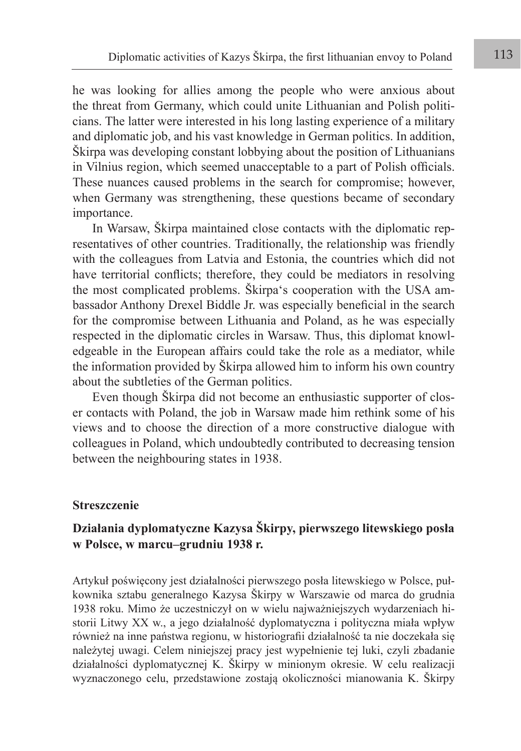he was looking for allies among the people who were anxious about the threat from Germany, which could unite Lithuanian and Polish politicians. The latter were interested in his long lasting experience of a military and diplomatic job, and his vast knowledge in German politics. In addition, Škirpa was developing constant lobbying about the position of Lithuanians in Vilnius region, which seemed unacceptable to a part of Polish officials. These nuances caused problems in the search for compromise; however, when Germany was strengthening, these questions became of secondary importance.

In Warsaw, Škirpa maintained close contacts with the diplomatic representatives of other countries. Traditionally, the relationship was friendly with the colleagues from Latvia and Estonia, the countries which did not have territorial conflicts; therefore, they could be mediators in resolving the most complicated problems. Škirpa's cooperation with the USA ambassador Anthony Drexel Biddle Jr. was especially beneficial in the search for the compromise between Lithuania and Poland, as he was especially respected in the diplomatic circles in Warsaw. Thus, this diplomat knowledgeable in the European affairs could take the role as a mediator, while the information provided by Škirpa allowed him to inform his own country about the subtleties of the German politics.

Even though Škirpa did not become an enthusiastic supporter of closer contacts with Poland, the job in Warsaw made him rethink some of his views and to choose the direction of a more constructive dialogue with colleagues in Poland, which undoubtedly contributed to decreasing tension between the neighbouring states in 1938.

**Streszczenie**

## Działania dyplomatyczne Kazysa Škirpy, pierwszego litewskiego posła w Polsce, w marcu–grudniu 1938 r.

Artykuł poświęcony jest działalności pierwszego posła litewskiego w Polsce, pułkownika sztabu generalnego Kazysa Škirpy w Warszawie od marca do grudnia 1938 roku. Mimo że uczestniczył on w wielu najważniejszych wydarzeniach historii Litwy XX w., a jego działalność dyplomatyczna i polityczna miała wpływ również na inne państwa regionu, w historiografii działalność ta nie doczekała się należytej uwagi. Celem niniejszej pracy jest wypełnienie tej luki, czyli zbadanie działalności dyplomatycznej K. Škirpy w minionym okresie. W celu realizacji wyznaczonego celu, przedstawione zostają okoliczności mianowania K. Škirpy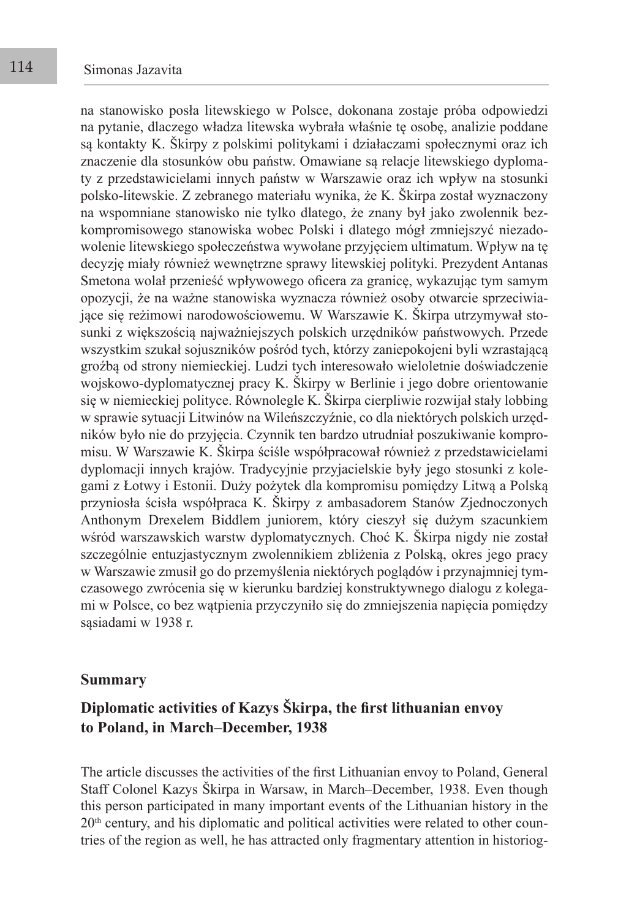na stanowisko posła litewskiego w Polsce, dokonana zostaje próba odpowiedzi na pytanie, dlaczego władza litewska wybrała właśnie tę osobę, analizie poddane są kontakty K. Škirpy z polskimi politykami i działaczami społecznymi oraz ich znaczenie dla stosunków obu państw. Omawiane są relacje litewskiego dyplomaty z przedstawicielami innych państw w Warszawie oraz ich wpływ na stosunki polsko-litewskie. Z zebranego materiału wynika, że K. Škirpa został wyznaczony na wspomniane stanowisko nie tylko dlatego, że znany był jako zwolennik bezkompromisowego stanowiska wobec Polski i dlatego mógł zmniejszyć niezadowolenie litewskiego społeczeństwa wywołane przyjęciem ultimatum. Wpływ na tę decyzję miały również wewnętrzne sprawy litewskiej polityki. Prezydent Antanas Smetona wolał przenieść wpływowego oficera za granicę, wykazując tym samym opozycji, że na ważne stanowiska wyznacza również osoby otwarcie sprzeciwiające się reżimowi narodowościowemu. W Warszawie K. Škirpa utrzymywał stosunki z większością najważniejszych polskich urzędników państwowych. Przede wszystkim szukał sojuszników pośród tych, którzy zaniepokojeni byli wzrastającą groźbą od strony niemieckiej. Ludzi tych interesowało wieloletnie doświadczenie wojskowo-dyplomatycznej pracy K. Škirpy w Berlinie i jego dobre orientowanie się w niemieckiej polityce. Równolegle K. Škirpa cierpliwie rozwijał stały lobbing w sprawie sytuacji Litwinów na Wileńszczyźnie, co dla niektórych polskich urzędników było nie do przyjęcia. Czynnik ten bardzo utrudniał poszukiwanie kompromisu. W Warszawie K. Škirpa ściśle współpracował również z przedstawicielami dyplomacji innych krajów. Tradycyjnie przyjacielskie były jego stosunki z kolegami z Łotwy i Estonii. Duży pożytek dla kompromisu pomiędzy Litwą a Polską przyniosła ścisła współpraca K. Škirpy z ambasadorem Stanów Zjednoczonych Anthonym Drexelem Biddlem juniorem, który cieszył się dużym szacunkiem wśród warszawskich warstw dyplomatycznych. Choć K. Škirpa nigdy nie został szczególnie entuzjastycznym zwolennikiem zbliżenia z Polską, okres jego pracy w Warszawie zmusił go do przemyślenia niektórych poglądów i przynajmniej tymczasowego zwrócenia się w kierunku bardziej konstruktywnego dialogu z kolegami w Polsce, co bez wątpienia przyczyniło się do zmniejszenia napięcia pomiędzy sąsiadami w 1938 r.

## Summary

### Diplomatic activities of Kazys Škirpa, the first lithuanian envoy to Poland, in March–December, 1938

The article discusses the activities of the first Lithuanian envoy to Poland, General Staff Colonel Kazys Škirpa in Warsaw, in March–December, 1938. Even though this person participated in many important events of the Lithuanian history in the 20th century, and his diplomatic and political activities were related to other countries of the region as well, he has attracted only fragmentary attention in historiog-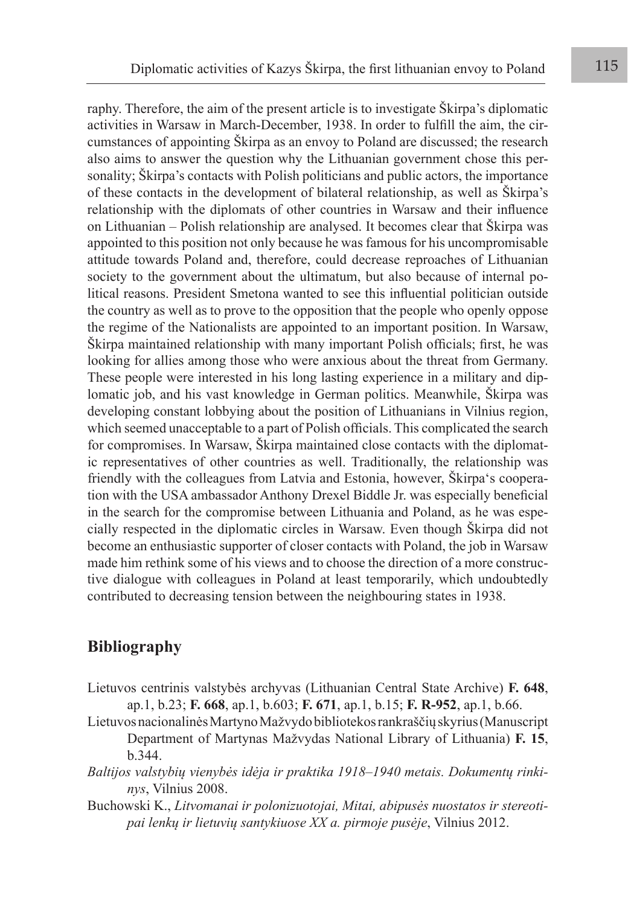raphy. Therefore, the aim of the present article is to investigate Škirpa's diplomatic activities in Warsaw in March-December, 1938. In order to fulfill the aim, the circumstances of appointing Škirpa as an envoy to Poland are discussed; the research also aims to answer the question why the Lithuanian government chose this personality; Škirpa's contacts with Polish politicians and public actors, the importance of these contacts in the development of bilateral relationship, as well as Škirpa's relationship with the diplomats of other countries in Warsaw and their influence on Lithuanian – Polish relationship are analysed. It becomes clear that Škirpa was appointed to this position not only because he was famous for his uncompromisable attitude towards Poland and, therefore, could decrease reproaches of Lithuanian society to the government about the ultimatum, but also because of internal political reasons. President Smetona wanted to see this influential politician outside the country as well as to prove to the opposition that the people who openly oppose the regime of the Nationalists are appointed to an important position. In Warsaw, Škirpa maintained relationship with many important Polish officials; first, he was looking for allies among those who were anxious about the threat from Germany. These people were interested in his long lasting experience in a military and diplomatic job, and his vast knowledge in German politics. Meanwhile, Škirpa was developing constant lobbying about the position of Lithuanians in Vilnius region, which seemed unacceptable to a part of Polish officials. This complicated the search for compromises. In Warsaw, Škirpa maintained close contacts with the diplomatic representatives of other countries as well. Traditionally, the relationship was friendly with the colleagues from Latvia and Estonia, however, Škirpa's cooperation with the USA ambassador Anthony Drexel Biddle Jr. was especially beneficial in the search for the compromise between Lithuania and Poland, as he was especially respected in the diplomatic circles in Warsaw. Even though Škirpa did not become an enthusiastic supporter of closer contacts with Poland, the job in Warsaw made him rethink some of his views and to choose the direction of a more constructive dialogue with colleagues in Poland at least temporarily, which undoubtedly contributed to decreasing tension between the neighbouring states in 1938.

## Bibliography

Lietuvos centrinis valstybės archyvas (Lithuanian Central State Archive) **F. 648**, ap.1, b.23; **F. 668**, ap.1, b.603; **F. 671**, ap.1, b.15; **F. R-952**, ap.1, b.66.

Lietuvos nacionalinės Martyno Mažvydo bibliotekos rankraščių skyrius (Manuscript Department of Martynas Mažvydas National Library of Lithuania) **F. 15**, b.344.

*Baltijos valstybių vienybės idėja ir praktika 1918–1940 metais. Dokumentų rinkinys*, Vilnius 2008.

Buchowski K., *Litvomanai ir polonizuotojai, Mitai, abipusės nuostatos ir stereotipai lenkų ir lietuvių santykiuose XX a. pirmoje pusėje*, Vilnius 2012.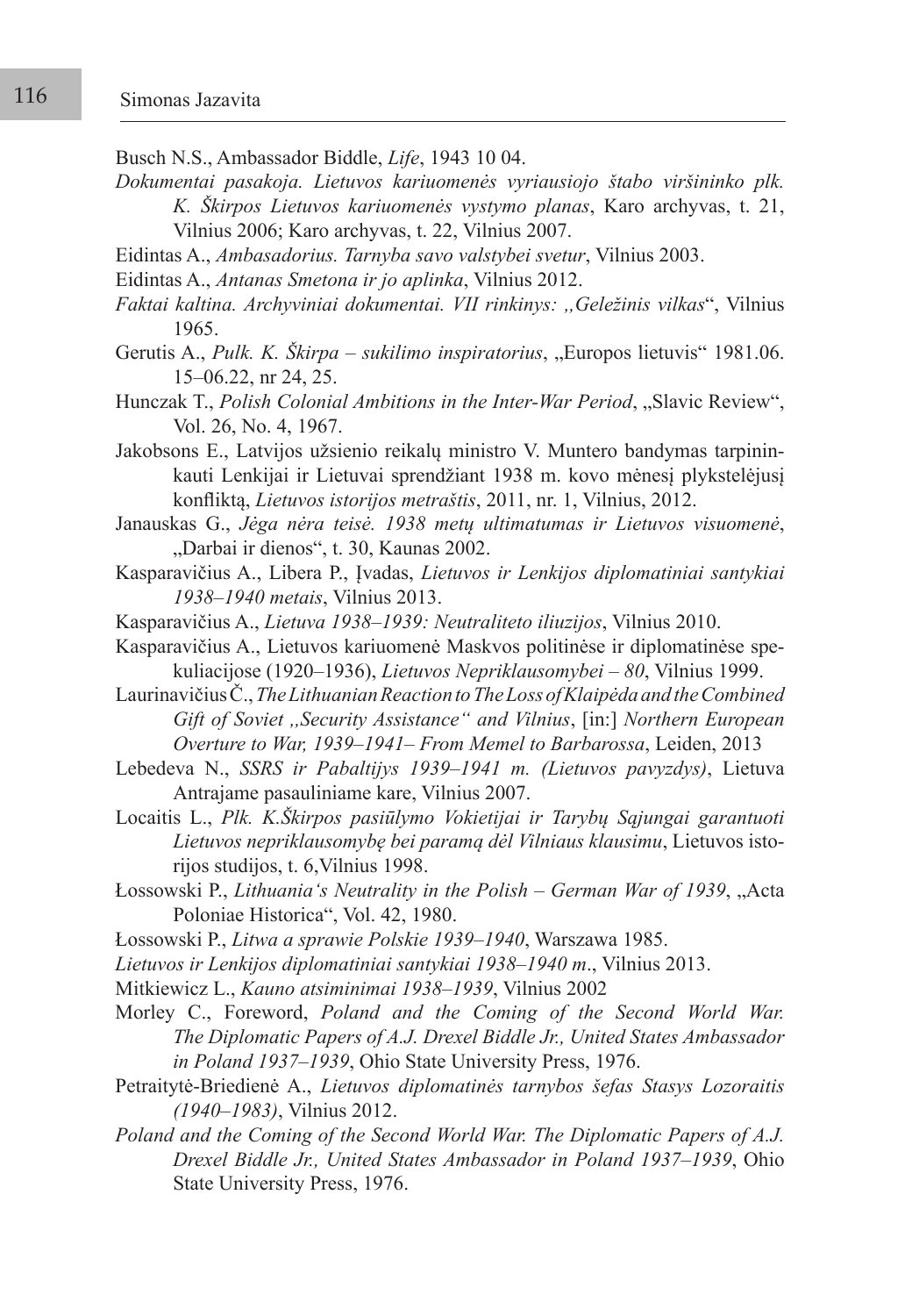Busch N.S., Ambassador Biddle, *Life*, 1943 10 04.

*Dokumentai pasakoja. Lietuvos kariuomenės vyriausiojo štabo viršininko plk. K. Škirpos Lietuvos kariuomenės vystymo planas*, Karo archyvas, t. 21, Vilnius 2006; Karo archyvas, t. 22, Vilnius 2007.

Eidintas A., *Ambasadorius. Tarnyba savo valstybei svetur*, Vilnius 2003.

Eidintas A., *Antanas Smetona ir jo aplinka*, Vilnius 2012.

*Faktai kaltina. Archyviniai dokumentai. VII rinkinys: „Geležinis vilkas*", Vilnius 1965.

Gerutis A., *Pulk. K. Škirpa – sukilimo inspiratorius*, „Europos lietuvis" 1981.06. 15–06.22, nr 24, 25.

Hunczak T., *Polish Colonial Ambitions in the Inter-War Period*, „Slavic Review", Vol. 26, No. 4, 1967.

Jakobsons E., Latvijos užsienio reikalų ministro V. Muntero bandymas tarpininkauti Lenkijai ir Lietuvai sprendžiant 1938 m. kovo mėnesį plykstelėjusį konfliktą, *Lietuvos istorijos metraštis*, 2011, nr. 1, Vilnius, 2012.

Janauskas G., *Jėga nėra teisė. 1938 metų ultimatumas ir Lietuvos visuomenė*, „Darbai ir dienos", t. 30, Kaunas 2002.

Kasparavičius A., Libera P., Įvadas, *Lietuvos ir Lenkijos diplomatiniai santykiai 1938–1940 metais*, Vilnius 2013.

Kasparavičius A., *Lietuva 1938–1939: Neutraliteto iliuzijos*, Vilnius 2010.

Kasparavičius A., Lietuvos kariuomenė Maskvos politinėse ir diplomatinėse spekuliacijose (1920–1936), *Lietuvos Nepriklausomybei – 80*, Vilnius 1999.

Laurinavičius Č., *The Lithuanian Reaction to The Loss of Klaipėda and the Combined Gift of Soviet „Security Assistance" and Vilnius*, [in:] *Northern European Overture to War, 1939–1941– From Memel to Barbarossa*, Leiden, 2013

Lebedeva N., *SSRS ir Pabaltijys 1939–1941 m. (Lietuvos pavyzdys)*, Lietuva Antrajame pasauliniame kare, Vilnius 2007.

Locaitis L., *Plk. K.Škirpos pasiūlymo Vokietijai ir Tarybų Sąjungai garantuoti Lietuvos nepriklausomybę bei paramą dėl Vilniaus klausimu*, Lietuvos istorijos studijos, t. 6,Vilnius 1998.

Łossowski P., *Lithuania's Neutrality in the Polish – German War of 1939*, „Acta Poloniae Historica", Vol. 42, 1980.

Łossowski P., *Litwa a sprawie Polskie 1939–1940*, Warszawa 1985.

*Lietuvos ir Lenkijos diplomatiniai santykiai 1938–1940 m*., Vilnius 2013.

Mitkiewicz L., *Kauno atsiminimai 1938–1939*, Vilnius 2002

Morley C., Foreword, *Poland and the Coming of the Second World War. The Diplomatic Papers of A.J. Drexel Biddle Jr., United States Ambassador in Poland 1937–1939*, Ohio State University Press, 1976.

Petraitytė-Briedienė A., *Lietuvos diplomatinės tarnybos šefas Stasys Lozoraitis (1940–1983)*, Vilnius 2012.

*Poland and the Coming of the Second World War. The Diplomatic Papers of A.J. Drexel Biddle Jr., United States Ambassador in Poland 1937–1939*, Ohio State University Press, 1976.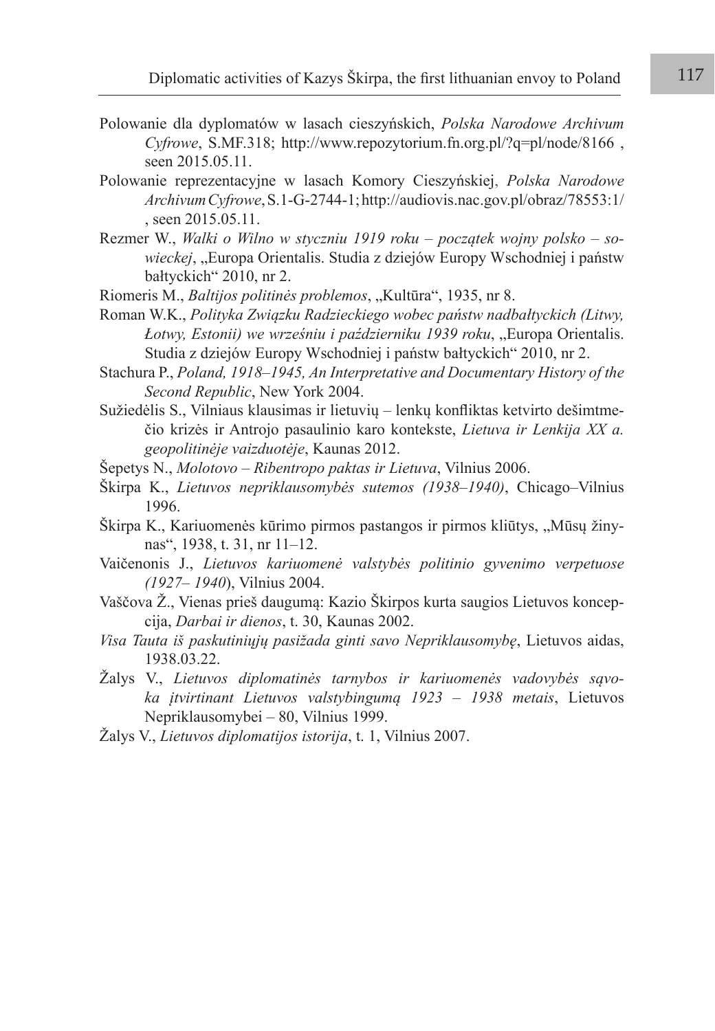Polowanie dla dyplomatów w lasach cieszyńskich, *Polska Narodowe Archivum Cyfrowe*, S.MF.318; http://www.repozytorium.fn.org.pl/?q=pl/node/8166 , seen 2015.05.11.

Polowanie reprezentacyjne w lasach Komory Cieszyńskiej, *Polska Narodowe Archivum Cyfrowe*, S.1-G-2744-1; http://audiovis.nac.gov.pl/obraz/78553:1/ , seen 2015.05.11.

Rezmer W., *Walki o Wilno w styczniu 1919 roku – początek wojny polsko – sowieckej*, „Europa Orientalis. Studia z dziejów Europy Wschodniej i państw bałtyckich" 2010, nr 2.

Riomeris M., *Baltijos politinės problemos*, „Kultūra", 1935, nr 8.

Roman W.K., *Polityka Związku Radzieckiego wobec państw nadbałtyckich (Litwy, Łotwy, Estonii) we wrześniu i październiku 1939 roku*, „Europa Orientalis. Studia z dziejów Europy Wschodniej i państw bałtyckich" 2010, nr 2.

Stachura P., *Poland, 1918–1945, An Interpretative and Documentary History of the Second Republic*, New York 2004.

Sužiedėlis S., Vilniaus klausimas ir lietuvių – lenkų konfliktas ketvirto dešimtmečio krizės ir Antrojo pasaulinio karo kontekste, *Lietuva ir Lenkija XX a. geopolitinėje vaizduotėje*, Kaunas 2012.

Šepetys N., *Molotovo – Ribentropo paktas ir Lietuva*, Vilnius 2006.

Škirpa K., *Lietuvos nepriklausomybės sutemos (1938–1940)*, Chicago–Vilnius 1996.

Škirpa K., Kariuomenės kūrimo pirmos pastangos ir pirmos kliūtys, „Mūsų žinynas", 1938, t. 31, nr 11–12.

Vaičenonis J., *Lietuvos kariuomenė valstybės politinio gyvenimo verpetuose (1927– 1940*), Vilnius 2004.

Vaščova Ž., Vienas prieš daugumą: Kazio Škirpos kurta saugios Lietuvos koncepcija, *Darbai ir dienos*, t. 30, Kaunas 2002.

*Visa Tauta iš paskutiniųjų pasižada ginti savo Nepriklausomybę*, Lietuvos aidas, 1938.03.22.

Žalys V., *Lietuvos diplomatinės tarnybos ir kariuomenės vadovybės sąvoka įtvirtinant Lietuvos valstybingumą 1923 – 1938 metais*, Lietuvos Nepriklausomybei – 80, Vilnius 1999.

Žalys V., *Lietuvos diplomatijos istorija*, t. 1, Vilnius 2007.